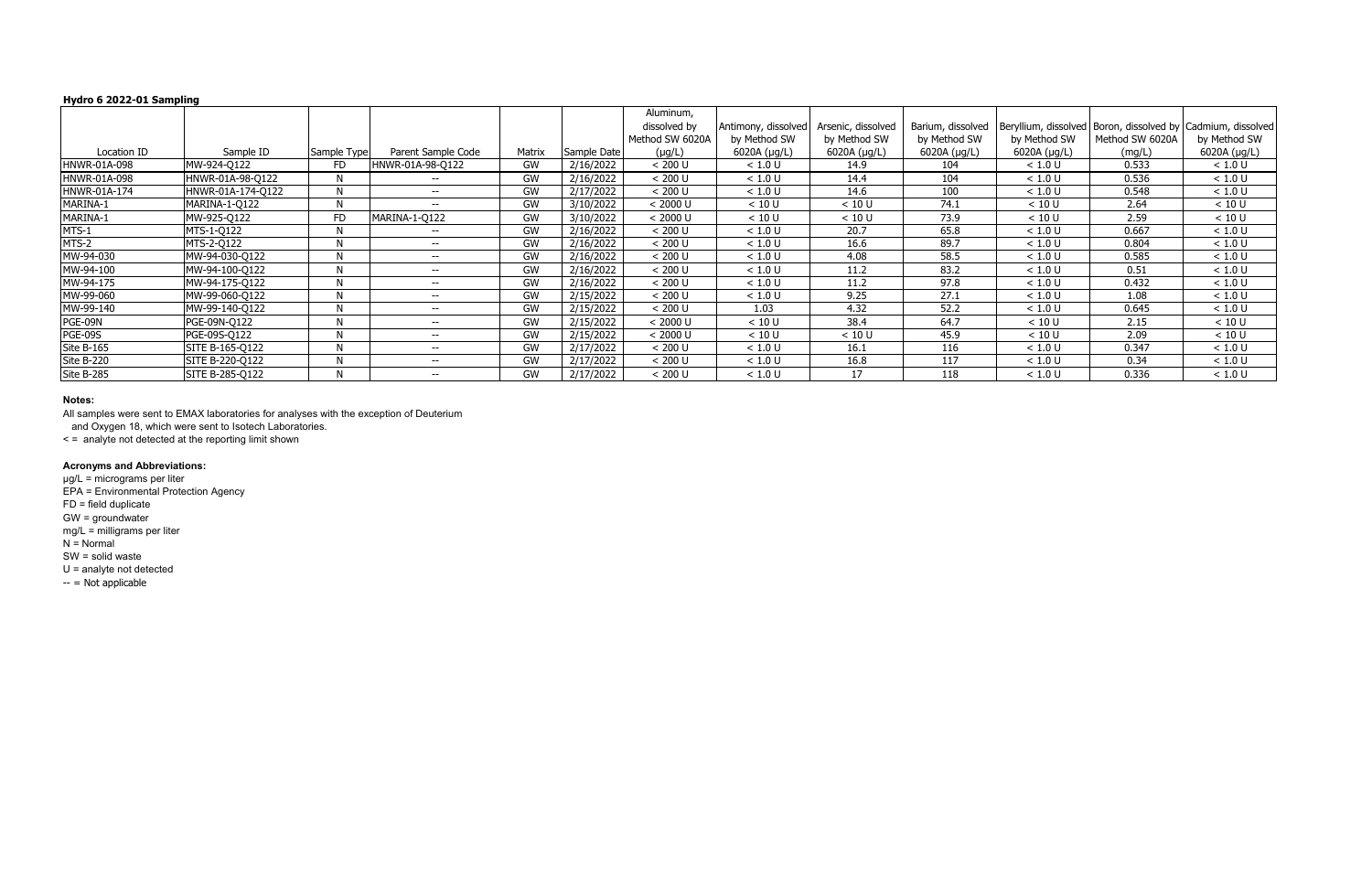**Hydro 6 2022-01 Sampling**

| Location ID | Sample ID | Sample Type | Parent Sample Code | Matrix | Sample Date | Aluminum, dissolved by Method SW 6020A (µg/L) | Antimony, dissolved by Method SW 6020A (µg/L) | Arsenic, dissolved by Method SW 6020A (µg/L) | Barium, dissolved by Method SW 6020A (µg/L) | Beryllium, dissolved by Method SW 6020A (µg/L) | Boron, dissolved by Method SW 6020A (mg/L) | Cadmium, dissolved by Method SW 6020A (µg/L) |
|---|---|---|---|---|---|---|---|---|---|---|---|---|
| HNWR-01A-098 | MW-924-Q122 | FD | HNWR-01A-98-Q122 | GW | 2/16/2022 | < 200 U | < 1.0 U | 14.9 | 104 | < 1.0 U | 0.533 | < 1.0 U |
| HNWR-01A-098 | HNWR-01A-98-Q122 | N | -- | GW | 2/16/2022 | < 200 U | < 1.0 U | 14.4 | 104 | < 1.0 U | 0.536 | < 1.0 U |
| HNWR-01A-174 | HNWR-01A-174-Q122 | N | -- | GW | 2/17/2022 | < 200 U | < 1.0 U | 14.6 | 100 | < 1.0 U | 0.548 | < 1.0 U |
| MARINA-1 | MARINA-1-Q122 | N | -- | GW | 3/10/2022 | < 2000 U | < 10 U | < 10 U | 74.1 | < 10 U | 2.64 | < 10 U |
| MARINA-1 | MW-925-Q122 | FD | MARINA-1-Q122 | GW | 3/10/2022 | < 2000 U | < 10 U | < 10 U | 73.9 | < 10 U | 2.59 | < 10 U |
| MTS-1 | MTS-1-Q122 | N | -- | GW | 2/16/2022 | < 200 U | < 1.0 U | 20.7 | 65.8 | < 1.0 U | 0.667 | < 1.0 U |
| MTS-2 | MTS-2-Q122 | N | -- | GW | 2/16/2022 | < 200 U | < 1.0 U | 16.6 | 89.7 | < 1.0 U | 0.804 | < 1.0 U |
| MW-94-030 | MW-94-030-Q122 | N | -- | GW | 2/16/2022 | < 200 U | < 1.0 U | 4.08 | 58.5 | < 1.0 U | 0.585 | < 1.0 U |
| MW-94-100 | MW-94-100-Q122 | N | -- | GW | 2/16/2022 | < 200 U | < 1.0 U | 11.2 | 83.2 | < 1.0 U | 0.51 | < 1.0 U |
| MW-94-175 | MW-94-175-Q122 | N | -- | GW | 2/16/2022 | < 200 U | < 1.0 U | 11.2 | 97.8 | < 1.0 U | 0.432 | < 1.0 U |
| MW-99-060 | MW-99-060-Q122 | N | -- | GW | 2/15/2022 | < 200 U | < 1.0 U | 9.25 | 27.1 | < 1.0 U | 1.08 | < 1.0 U |
| MW-99-140 | MW-99-140-Q122 | N | -- | GW | 2/15/2022 | < 200 U | 1.03 | 4.32 | 52.2 | < 1.0 U | 0.645 | < 1.0 U |
| PGE-09N | PGE-09N-Q122 | N | -- | GW | 2/15/2022 | < 2000 U | < 10 U | 38.4 | 64.7 | < 10 U | 2.15 | < 10 U |
| PGE-09S | PGE-09S-Q122 | N | -- | GW | 2/15/2022 | < 2000 U | < 10 U | < 10 U | 45.9 | < 10 U | 2.09 | < 10 U |
| Site B-165 | SITE B-165-Q122 | N | -- | GW | 2/17/2022 | < 200 U | < 1.0 U | 16.1 | 116 | < 1.0 U | 0.347 | < 1.0 U |
| Site B-220 | SITE B-220-Q122 | N | -- | GW | 2/17/2022 | < 200 U | < 1.0 U | 16.8 | 117 | < 1.0 U | 0.34 | < 1.0 U |
| Site B-285 | SITE B-285-Q122 | N | -- | GW | 2/17/2022 | < 200 U | < 1.0 U | 17 | 118 | < 1.0 U | 0.336 | < 1.0 U |

**Notes:**

All samples were sent to EMAX laboratories for analyses with the exception of Deuterium and Oxygen 18, which were sent to Isotech Laboratories.

< = analyte not detected at the reporting limit shown

**Acronyms and Abbreviations:**

µg/L = micrograms per liter
EPA = Environmental Protection Agency
FD = field duplicate
GW = groundwater
mg/L = milligrams per liter
N = Normal
SW = solid waste
U = analyte not detected
-- = Not applicable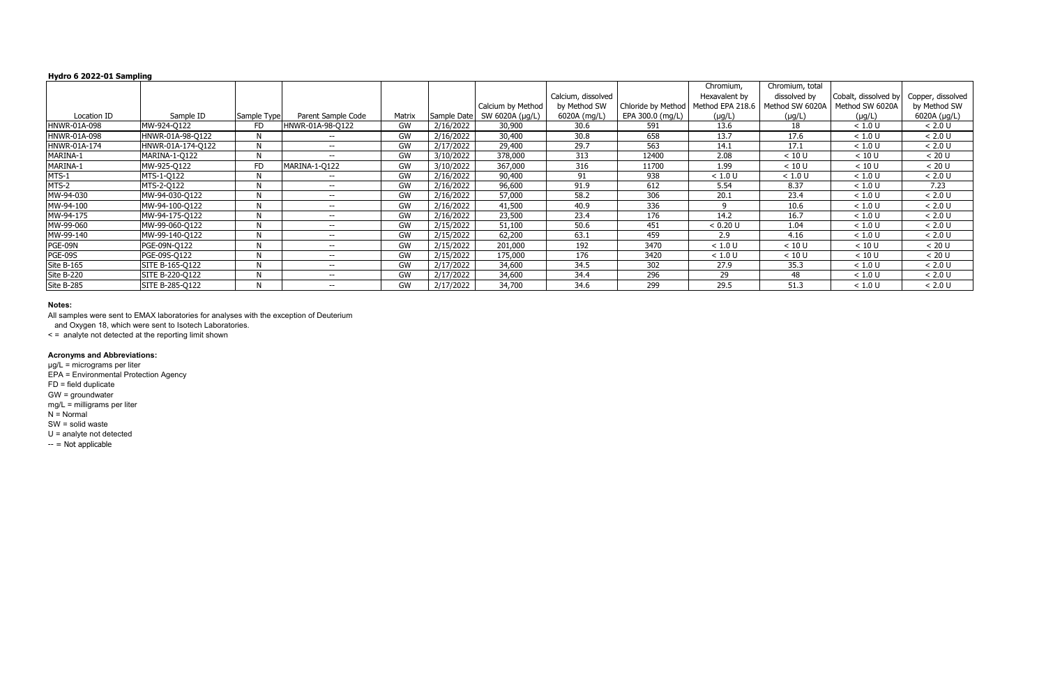**Hydro 6 2022-01 Sampling**

| Location ID | Sample ID | Sample Type | Parent Sample Code | Matrix | Sample Date | Calcium by Method SW 6020A (µg/L) | Calcium, dissolved by Method SW 6020A (mg/L) | Chloride by Method EPA 300.0 (mg/L) | Chromium, Hexavalent by Method EPA 218.6 (µg/L) | Chromium, total dissolved by Method SW 6020A (µg/L) | Cobalt, dissolved by Method SW 6020A (µg/L) | Copper, dissolved by Method SW 6020A (µg/L) |
|---|---|---|---|---|---|---|---|---|---|---|---|---|
| HNWR-01A-098 | MW-924-Q122 | FD | HNWR-01A-98-Q122 | GW | 2/16/2022 | 30,900 | 30.6 | 591 | 13.6 | 18 | < 1.0 U | < 2.0 U |
| HNWR-01A-098 | HNWR-01A-98-Q122 | N | -- | GW | 2/16/2022 | 30,400 | 30.8 | 658 | 13.7 | 17.6 | < 1.0 U | < 2.0 U |
| HNWR-01A-174 | HNWR-01A-174-Q122 | N | -- | GW | 2/17/2022 | 29,400 | 29.7 | 563 | 14.1 | 17.1 | < 1.0 U | < 2.0 U |
| MARINA-1 | MARINA-1-Q122 | N | -- | GW | 3/10/2022 | 378,000 | 313 | 12400 | 2.08 | < 10 U | < 10 U | < 20 U |
| MARINA-1 | MW-925-Q122 | FD | MARINA-1-Q122 | GW | 3/10/2022 | 367,000 | 316 | 11700 | 1.99 | < 10 U | < 10 U | < 20 U |
| MTS-1 | MTS-1-Q122 | N | -- | GW | 2/16/2022 | 90,400 | 91 | 938 | < 1.0 U | < 1.0 U | < 1.0 U | < 2.0 U |
| MTS-2 | MTS-2-Q122 | N | -- | GW | 2/16/2022 | 96,600 | 91.9 | 612 | 5.54 | 8.37 | < 1.0 U | 7.23 |
| MW-94-030 | MW-94-030-Q122 | N | -- | GW | 2/16/2022 | 57,000 | 58.2 | 306 | 20.1 | 23.4 | < 1.0 U | < 2.0 U |
| MW-94-100 | MW-94-100-Q122 | N | -- | GW | 2/16/2022 | 41,500 | 40.9 | 336 | 9 | 10.6 | < 1.0 U | < 2.0 U |
| MW-94-175 | MW-94-175-Q122 | N | -- | GW | 2/16/2022 | 23,500 | 23.4 | 176 | 14.2 | 16.7 | < 1.0 U | < 2.0 U |
| MW-99-060 | MW-99-060-Q122 | N | -- | GW | 2/15/2022 | 51,100 | 50.6 | 451 | < 0.20 U | 1.04 | < 1.0 U | < 2.0 U |
| MW-99-140 | MW-99-140-Q122 | N | -- | GW | 2/15/2022 | 62,200 | 63.1 | 459 | 2.9 | 4.16 | < 1.0 U | < 2.0 U |
| PGE-09N | PGE-09N-Q122 | N | -- | GW | 2/15/2022 | 201,000 | 192 | 3470 | < 1.0 U | < 10 U | < 10 U | < 20 U |
| PGE-09S | PGE-09S-Q122 | N | -- | GW | 2/15/2022 | 175,000 | 176 | 3420 | < 1.0 U | < 10 U | < 10 U | < 20 U |
| Site B-165 | SITE B-165-Q122 | N | -- | GW | 2/17/2022 | 34,600 | 34.5 | 302 | 27.9 | 35.3 | < 1.0 U | < 2.0 U |
| Site B-220 | SITE B-220-Q122 | N | -- | GW | 2/17/2022 | 34,600 | 34.4 | 296 | 29 | 48 | < 1.0 U | < 2.0 U |
| Site B-285 | SITE B-285-Q122 | N | -- | GW | 2/17/2022 | 34,700 | 34.6 | 299 | 29.5 | 51.3 | < 1.0 U | < 2.0 U |

**Notes:**

All samples were sent to EMAX laboratories for analyses with the exception of Deuterium and Oxygen 18, which were sent to Isotech Laboratories.

< = analyte not detected at the reporting limit shown

**Acronyms and Abbreviations:**

µg/L = micrograms per liter
EPA = Environmental Protection Agency
FD = field duplicate
GW = groundwater
mg/L = milligrams per liter
N = Normal
SW = solid waste
U = analyte not detected
-- = Not applicable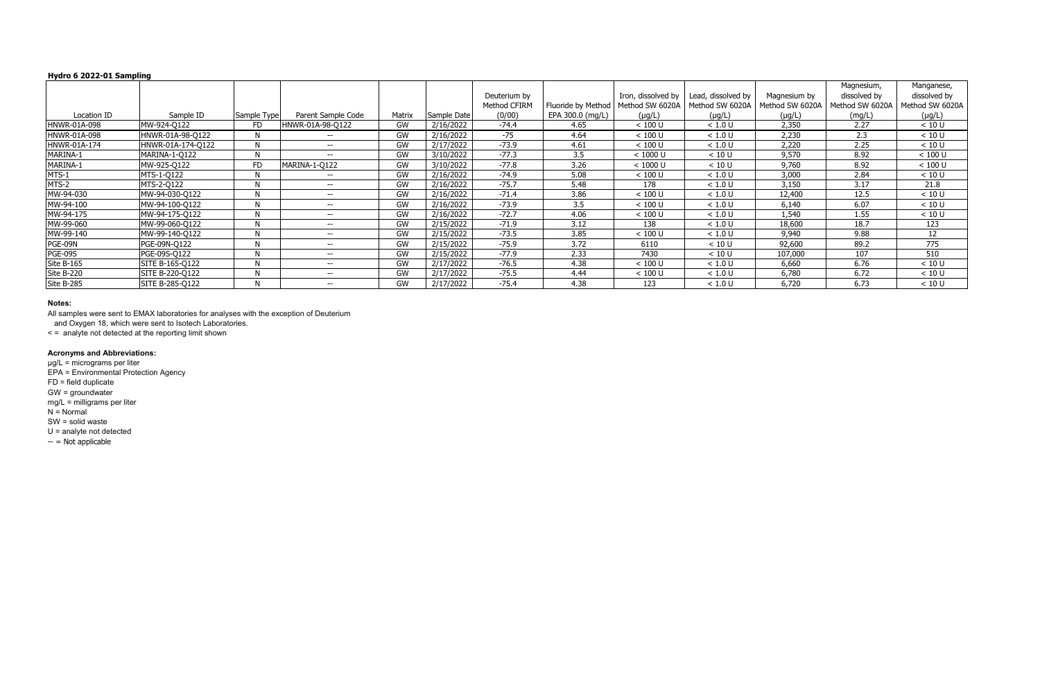**Hydro 6 2022-01 Sampling**

| Location ID | Sample ID | Sample Type | Parent Sample Code | Matrix | Sample Date | Deuterium by Method CFIRM (0/00) | Fluoride by Method EPA 300.0 (mg/L) | Iron, dissolved by Method SW 6020A (µg/L) | Lead, dissolved by Method SW 6020A (µg/L) | Magnesium by Method SW 6020A (µg/L) | Magnesium, dissolved by Method SW 6020A (mg/L) | Manganese, dissolved by Method SW 6020A (µg/L) |
|---|---|---|---|---|---|---|---|---|---|---|---|---|
| HNWR-01A-098 | MW-924-Q122 | FD | HNWR-01A-98-Q122 | GW | 2/16/2022 | -74.4 | 4.65 | < 100 U | < 1.0 U | 2,350 | 2.27 | < 10 U |
| HNWR-01A-098 | HNWR-01A-98-Q122 | N | -- | GW | 2/16/2022 | -75 | 4.64 | < 100 U | < 1.0 U | 2,230 | 2.3 | < 10 U |
| HNWR-01A-174 | HNWR-01A-174-Q122 | N | -- | GW | 2/17/2022 | -73.9 | 4.61 | < 100 U | < 1.0 U | 2,220 | 2.25 | < 10 U |
| MARINA-1 | MARINA-1-Q122 | N | -- | GW | 3/10/2022 | -77.3 | 3.5 | < 1000 U | < 10 U | 9,570 | 8.92 | < 100 U |
| MARINA-1 | MW-925-Q122 | FD | MARINA-1-Q122 | GW | 3/10/2022 | -77.8 | 3.26 | < 1000 U | < 10 U | 9,760 | 8.92 | < 100 U |
| MTS-1 | MTS-1-Q122 | N | -- | GW | 2/16/2022 | -74.9 | 5.08 | < 100 U | < 1.0 U | 3,000 | 2.84 | < 10 U |
| MTS-2 | MTS-2-Q122 | N | -- | GW | 2/16/2022 | -75.7 | 5.48 | 178 | < 1.0 U | 3,150 | 3.17 | 21.8 |
| MW-94-030 | MW-94-030-Q122 | N | -- | GW | 2/16/2022 | -71.4 | 3.86 | < 100 U | < 1.0 U | 12,400 | 12.5 | < 10 U |
| MW-94-100 | MW-94-100-Q122 | N | -- | GW | 2/16/2022 | -73.9 | 3.5 | < 100 U | < 1.0 U | 6,140 | 6.07 | < 10 U |
| MW-94-175 | MW-94-175-Q122 | N | -- | GW | 2/16/2022 | -72.7 | 4.06 | < 100 U | < 1.0 U | 1,540 | 1.55 | < 10 U |
| MW-99-060 | MW-99-060-Q122 | N | -- | GW | 2/15/2022 | -71.9 | 3.12 | 138 | < 1.0 U | 18,600 | 18.7 | 123 |
| MW-99-140 | MW-99-140-Q122 | N | -- | GW | 2/15/2022 | -73.5 | 3.85 | < 100 U | < 1.0 U | 9,940 | 9.88 | 12 |
| PGE-09N | PGE-09N-Q122 | N | -- | GW | 2/15/2022 | -75.9 | 3.72 | 6110 | < 10 U | 92,600 | 89.2 | 775 |
| PGE-09S | PGE-09S-Q122 | N | -- | GW | 2/15/2022 | -77.9 | 2.33 | 7430 | < 10 U | 107,000 | 107 | 510 |
| Site B-165 | SITE B-165-Q122 | N | -- | GW | 2/17/2022 | -76.5 | 4.38 | < 100 U | < 1.0 U | 6,660 | 6.76 | < 10 U |
| Site B-220 | SITE B-220-Q122 | N | -- | GW | 2/17/2022 | -75.5 | 4.44 | < 100 U | < 1.0 U | 6,780 | 6.72 | < 10 U |
| Site B-285 | SITE B-285-Q122 | N | -- | GW | 2/17/2022 | -75.4 | 4.38 | 123 | < 1.0 U | 6,720 | 6.73 | < 10 U |

**Notes:**

All samples were sent to EMAX laboratories for analyses with the exception of Deuterium and Oxygen 18, which were sent to Isotech Laboratories.

< = analyte not detected at the reporting limit shown

**Acronyms and Abbreviations:**

µg/L = micrograms per liter
EPA = Environmental Protection Agency
FD = field duplicate
GW = groundwater
mg/L = milligrams per liter
N = Normal
SW = solid waste
U = analyte not detected
-- = Not applicable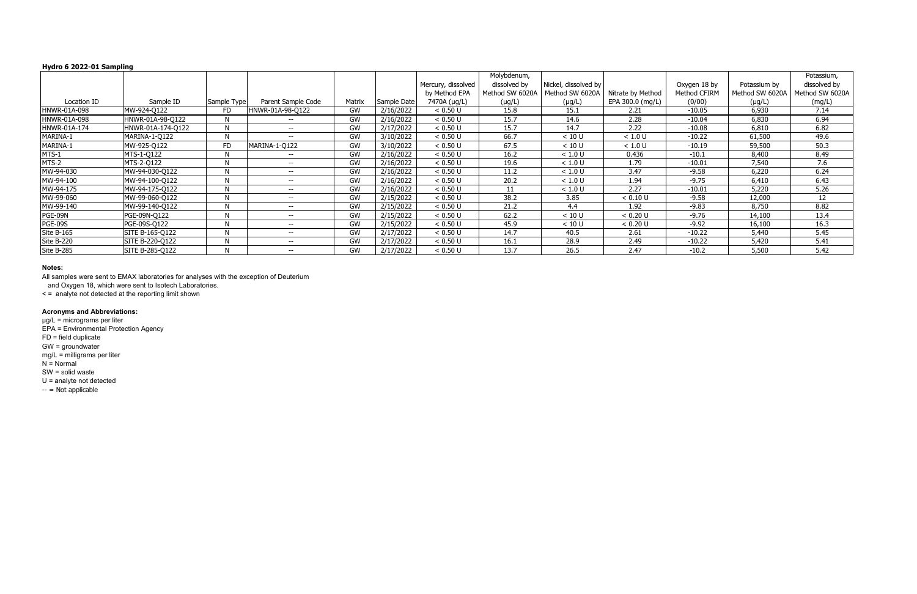**Hydro 6 2022-01 Sampling**

| Location ID | Sample ID | Sample Type | Parent Sample Code | Matrix | Sample Date | Mercury, dissolved by Method EPA 7470A (µg/L) | Molybdenum, dissolved by Method SW 6020A (µg/L) | Nickel, dissolved by Method SW 6020A (µg/L) | Nitrate by Method EPA 300.0 (mg/L) | Oxygen 18 by Method CFIRM (0/00) | Potassium by Method SW 6020A (µg/L) | Potassium, dissolved by Method SW 6020A (mg/L) |
|---|---|---|---|---|---|---|---|---|---|---|---|---|
| HNWR-01A-098 | MW-924-Q122 | FD | HNWR-01A-98-Q122 | GW | 2/16/2022 | < 0.50 U | 15.8 | 15.1 | 2.21 | -10.05 | 6,930 | 7.14 |
| HNWR-01A-098 | HNWR-01A-98-Q122 | N | -- | GW | 2/16/2022 | < 0.50 U | 15.7 | 14.6 | 2.28 | -10.04 | 6,830 | 6.94 |
| HNWR-01A-174 | HNWR-01A-174-Q122 | N | -- | GW | 2/17/2022 | < 0.50 U | 15.7 | 14.7 | 2.22 | -10.08 | 6,810 | 6.82 |
| MARINA-1 | MARINA-1-Q122 | N | -- | GW | 3/10/2022 | < 0.50 U | 66.7 | < 10 U | < 1.0 U | -10.22 | 61,500 | 49.6 |
| MARINA-1 | MW-925-Q122 | FD | MARINA-1-Q122 | GW | 3/10/2022 | < 0.50 U | 67.5 | < 10 U | < 1.0 U | -10.19 | 59,500 | 50.3 |
| MTS-1 | MTS-1-Q122 | N | -- | GW | 2/16/2022 | < 0.50 U | 16.2 | < 1.0 U | 0.436 | -10.1 | 8,400 | 8.49 |
| MTS-2 | MTS-2-Q122 | N | -- | GW | 2/16/2022 | < 0.50 U | 19.6 | < 1.0 U | 1.79 | -10.01 | 7,540 | 7.6 |
| MW-94-030 | MW-94-030-Q122 | N | -- | GW | 2/16/2022 | < 0.50 U | 11.2 | < 1.0 U | 3.47 | -9.58 | 6,220 | 6.24 |
| MW-94-100 | MW-94-100-Q122 | N | -- | GW | 2/16/2022 | < 0.50 U | 20.2 | < 1.0 U | 1.94 | -9.75 | 6,410 | 6.43 |
| MW-94-175 | MW-94-175-Q122 | N | -- | GW | 2/16/2022 | < 0.50 U | 11 | < 1.0 U | 2.27 | -10.01 | 5,220 | 5.26 |
| MW-99-060 | MW-99-060-Q122 | N | -- | GW | 2/15/2022 | < 0.50 U | 38.2 | 3.85 | < 0.10 U | -9.58 | 12,000 | 12 |
| MW-99-140 | MW-99-140-Q122 | N | -- | GW | 2/15/2022 | < 0.50 U | 21.2 | 4.4 | 1.92 | -9.83 | 8,750 | 8.82 |
| PGE-09N | PGE-09N-Q122 | N | -- | GW | 2/15/2022 | < 0.50 U | 62.2 | < 10 U | < 0.20 U | -9.76 | 14,100 | 13.4 |
| PGE-09S | PGE-09S-Q122 | N | -- | GW | 2/15/2022 | < 0.50 U | 45.9 | < 10 U | < 0.20 U | -9.92 | 16,100 | 16.3 |
| Site B-165 | SITE B-165-Q122 | N | -- | GW | 2/17/2022 | < 0.50 U | 14.7 | 40.5 | 2.61 | -10.22 | 5,440 | 5.45 |
| Site B-220 | SITE B-220-Q122 | N | -- | GW | 2/17/2022 | < 0.50 U | 16.1 | 28.9 | 2.49 | -10.22 | 5,420 | 5.41 |
| Site B-285 | SITE B-285-Q122 | N | -- | GW | 2/17/2022 | < 0.50 U | 13.7 | 26.5 | 2.47 | -10.2 | 5,500 | 5.42 |

**Notes:**

All samples were sent to EMAX laboratories for analyses with the exception of Deuterium and Oxygen 18, which were sent to Isotech Laboratories.

< = analyte not detected at the reporting limit shown

**Acronyms and Abbreviations:**

µg/L = micrograms per liter
EPA = Environmental Protection Agency
FD = field duplicate
GW = groundwater
mg/L = milligrams per liter
N = Normal
SW = solid waste
U = analyte not detected
-- = Not applicable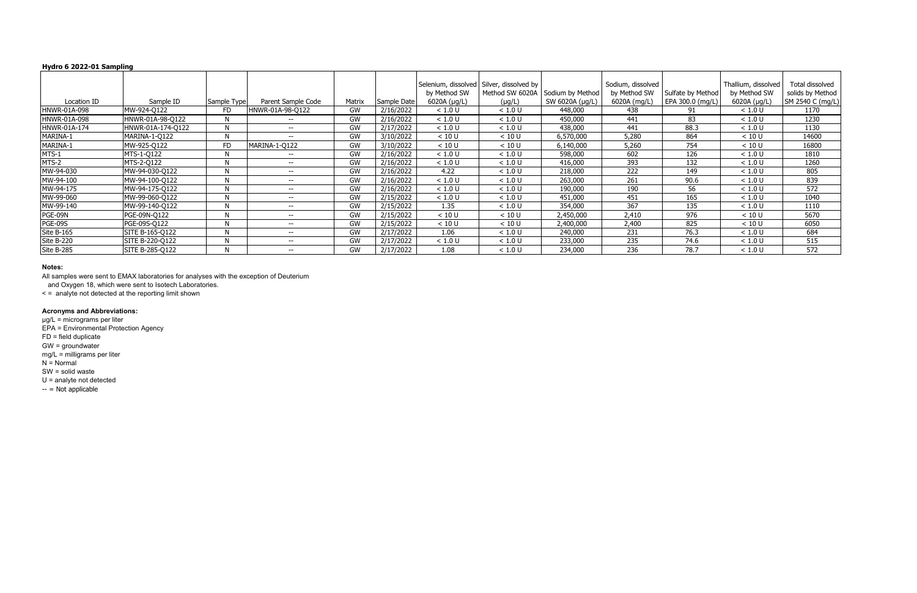**Hydro 6 2022-01 Sampling**

| Location ID | Sample ID | Sample Type | Parent Sample Code | Matrix | Sample Date | Selenium, dissolved by Method SW 6020A (µg/L) | Silver, dissolved by Method SW 6020A (µg/L) | Sodium by Method SW 6020A (µg/L) | Sodium, dissolved by Method SW 6020A (mg/L) | Sulfate by Method EPA 300.0 (mg/L) | Thallium, dissolved by Method SW 6020A (µg/L) | Total dissolved solids by Method SM 2540 C (mg/L) |
|---|---|---|---|---|---|---|---|---|---|---|---|---|
| HNWR-01A-098 | MW-924-Q122 | FD | HNWR-01A-98-Q122 | GW | 2/16/2022 | < 1.0 U | < 1.0 U | 448,000 | 438 | 91 | < 1.0 U | 1170 |
| HNWR-01A-098 | HNWR-01A-98-Q122 | N | -- | GW | 2/16/2022 | < 1.0 U | < 1.0 U | 450,000 | 441 | 83 | < 1.0 U | 1230 |
| HNWR-01A-174 | HNWR-01A-174-Q122 | N | -- | GW | 2/17/2022 | < 1.0 U | < 1.0 U | 438,000 | 441 | 88.3 | < 1.0 U | 1130 |
| MARINA-1 | MARINA-1-Q122 | N | -- | GW | 3/10/2022 | < 10 U | < 10 U | 6,570,000 | 5,280 | 864 | < 10 U | 14600 |
| MARINA-1 | MW-925-Q122 | FD | MARINA-1-Q122 | GW | 3/10/2022 | < 10 U | < 10 U | 6,140,000 | 5,260 | 754 | < 10 U | 16800 |
| MTS-1 | MTS-1-Q122 | N | -- | GW | 2/16/2022 | < 1.0 U | < 1.0 U | 598,000 | 602 | 126 | < 1.0 U | 1810 |
| MTS-2 | MTS-2-Q122 | N | -- | GW | 2/16/2022 | < 1.0 U | < 1.0 U | 416,000 | 393 | 132 | < 1.0 U | 1260 |
| MW-94-030 | MW-94-030-Q122 | N | -- | GW | 2/16/2022 | 4.22 | < 1.0 U | 218,000 | 222 | 149 | < 1.0 U | 805 |
| MW-94-100 | MW-94-100-Q122 | N | -- | GW | 2/16/2022 | < 1.0 U | < 1.0 U | 263,000 | 261 | 90.6 | < 1.0 U | 839 |
| MW-94-175 | MW-94-175-Q122 | N | -- | GW | 2/16/2022 | < 1.0 U | < 1.0 U | 190,000 | 190 | 56 | < 1.0 U | 572 |
| MW-99-060 | MW-99-060-Q122 | N | -- | GW | 2/15/2022 | < 1.0 U | < 1.0 U | 451,000 | 451 | 165 | < 1.0 U | 1040 |
| MW-99-140 | MW-99-140-Q122 | N | -- | GW | 2/15/2022 | 1.35 | < 1.0 U | 354,000 | 367 | 135 | < 1.0 U | 1110 |
| PGE-09N | PGE-09N-Q122 | N | -- | GW | 2/15/2022 | < 10 U | < 10 U | 2,450,000 | 2,410 | 976 | < 10 U | 5670 |
| PGE-09S | PGE-09S-Q122 | N | -- | GW | 2/15/2022 | < 10 U | < 10 U | 2,400,000 | 2,400 | 825 | < 10 U | 6050 |
| Site B-165 | SITE B-165-Q122 | N | -- | GW | 2/17/2022 | 1.06 | < 1.0 U | 240,000 | 231 | 76.3 | < 1.0 U | 684 |
| Site B-220 | SITE B-220-Q122 | N | -- | GW | 2/17/2022 | < 1.0 U | < 1.0 U | 233,000 | 235 | 74.6 | < 1.0 U | 515 |
| Site B-285 | SITE B-285-Q122 | N | -- | GW | 2/17/2022 | 1.08 | < 1.0 U | 234,000 | 236 | 78.7 | < 1.0 U | 572 |

**Notes:**

All samples were sent to EMAX laboratories for analyses with the exception of Deuterium and Oxygen 18, which were sent to Isotech Laboratories.

< = analyte not detected at the reporting limit shown

**Acronyms and Abbreviations:**

µg/L = micrograms per liter
EPA = Environmental Protection Agency
FD = field duplicate
GW = groundwater
mg/L = milligrams per liter
N = Normal
SW = solid waste
U = analyte not detected
-- = Not applicable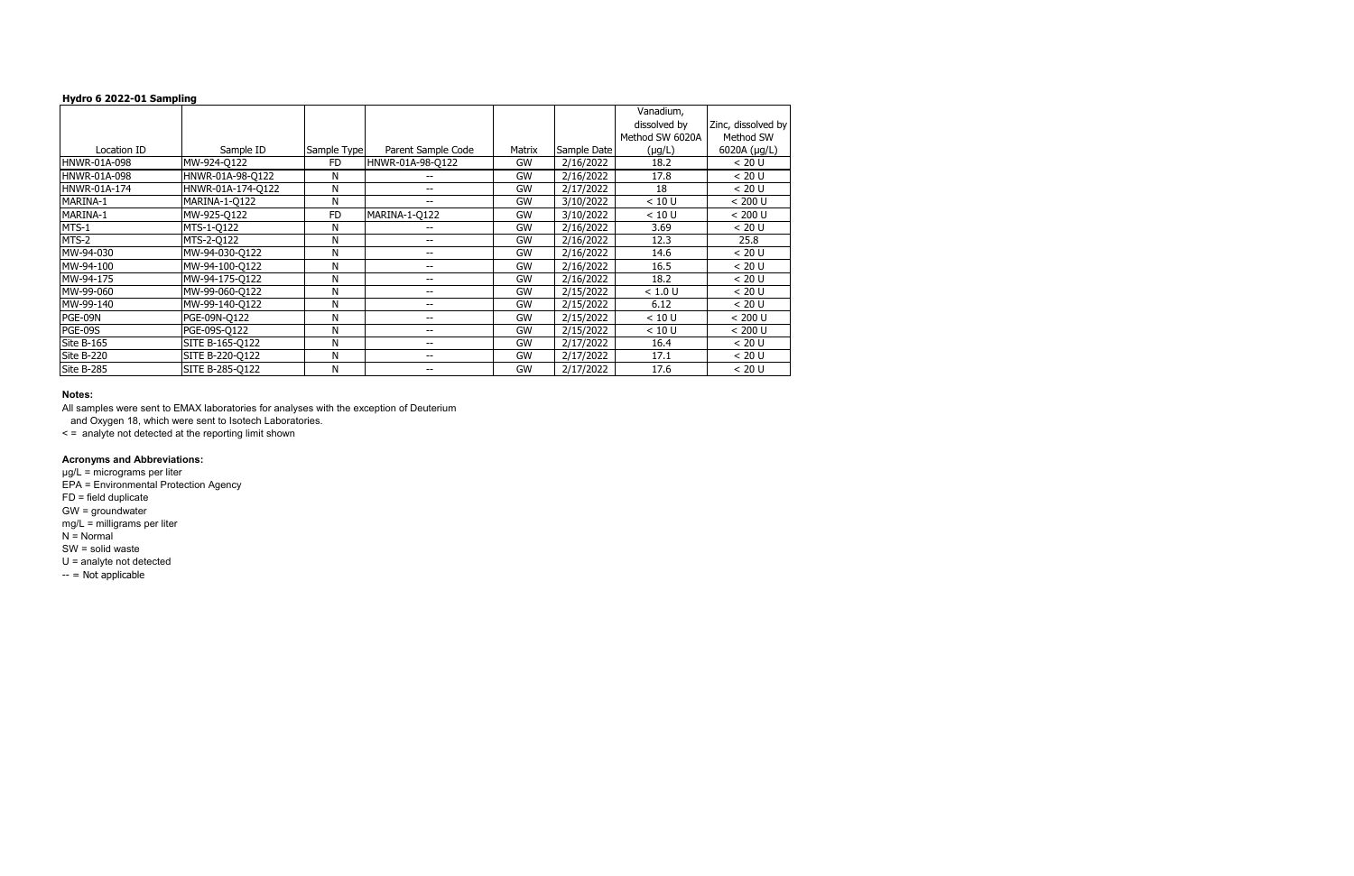**Hydro 6 2022-01 Sampling**

| Location ID | Sample ID | Sample Type | Parent Sample Code | Matrix | Sample Date | Vanadium, dissolved by Method SW 6020A (µg/L) | Zinc, dissolved by Method SW 6020A (µg/L) |
|---|---|---|---|---|---|---|---|
| HNWR-01A-098 | MW-924-Q122 | FD | HNWR-01A-98-Q122 | GW | 2/16/2022 | 18.2 | < 20 U |
| HNWR-01A-098 | HNWR-01A-98-Q122 | N | -- | GW | 2/16/2022 | 17.8 | < 20 U |
| HNWR-01A-174 | HNWR-01A-174-Q122 | N | -- | GW | 2/17/2022 | 18 | < 20 U |
| MARINA-1 | MARINA-1-Q122 | N | -- | GW | 3/10/2022 | < 10 U | < 200 U |
| MARINA-1 | MW-925-Q122 | FD | MARINA-1-Q122 | GW | 3/10/2022 | < 10 U | < 200 U |
| MTS-1 | MTS-1-Q122 | N | -- | GW | 2/16/2022 | 3.69 | < 20 U |
| MTS-2 | MTS-2-Q122 | N | -- | GW | 2/16/2022 | 12.3 | 25.8 |
| MW-94-030 | MW-94-030-Q122 | N | -- | GW | 2/16/2022 | 14.6 | < 20 U |
| MW-94-100 | MW-94-100-Q122 | N | -- | GW | 2/16/2022 | 16.5 | < 20 U |
| MW-94-175 | MW-94-175-Q122 | N | -- | GW | 2/16/2022 | 18.2 | < 20 U |
| MW-99-060 | MW-99-060-Q122 | N | -- | GW | 2/15/2022 | < 1.0 U | < 20 U |
| MW-99-140 | MW-99-140-Q122 | N | -- | GW | 2/15/2022 | 6.12 | < 20 U |
| PGE-09N | PGE-09N-Q122 | N | -- | GW | 2/15/2022 | < 10 U | < 200 U |
| PGE-09S | PGE-09S-Q122 | N | -- | GW | 2/15/2022 | < 10 U | < 200 U |
| Site B-165 | SITE B-165-Q122 | N | -- | GW | 2/17/2022 | 16.4 | < 20 U |
| Site B-220 | SITE B-220-Q122 | N | -- | GW | 2/17/2022 | 17.1 | < 20 U |
| Site B-285 | SITE B-285-Q122 | N | -- | GW | 2/17/2022 | 17.6 | < 20 U |

**Notes:**

All samples were sent to EMAX laboratories for analyses with the exception of Deuterium and Oxygen 18, which were sent to Isotech Laboratories.

< = analyte not detected at the reporting limit shown

**Acronyms and Abbreviations:**

µg/L = micrograms per liter
EPA = Environmental Protection Agency
FD = field duplicate
GW = groundwater
mg/L = milligrams per liter
N = Normal
SW = solid waste
U = analyte not detected
-- = Not applicable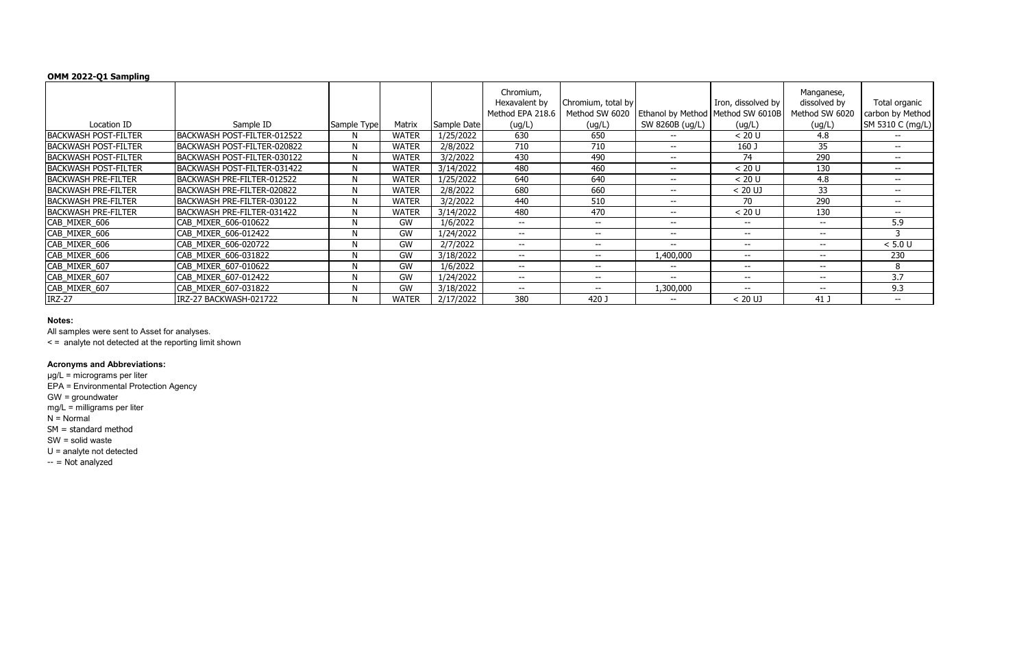**OMM 2022-Q1 Sampling**

| Location ID | Sample ID | Sample Type | Matrix | Sample Date | Chromium, Hexavalent by Method EPA 218.6 (ug/L) | Chromium, total by Method SW 6020 (ug/L) | Ethanol by Method SW 8260B (ug/L) | Iron, dissolved by Method SW 6010B (ug/L) | Manganese, dissolved by Method SW 6020 (ug/L) | Total organic carbon by Method SM 5310 C (mg/L) |
|---|---|---|---|---|---|---|---|---|---|---|
| BACKWASH POST-FILTER | BACKWASH POST-FILTER-012522 | N | WATER | 1/25/2022 | 630 | 650 | -- | < 20 U | 4.8 | -- |
| BACKWASH POST-FILTER | BACKWASH POST-FILTER-020822 | N | WATER | 2/8/2022 | 710 | 710 | -- | 160 J | 35 | -- |
| BACKWASH POST-FILTER | BACKWASH POST-FILTER-030122 | N | WATER | 3/2/2022 | 430 | 490 | -- | 74 | 290 | -- |
| BACKWASH POST-FILTER | BACKWASH POST-FILTER-031422 | N | WATER | 3/14/2022 | 480 | 460 | -- | < 20 U | 130 | -- |
| BACKWASH PRE-FILTER | BACKWASH PRE-FILTER-012522 | N | WATER | 1/25/2022 | 640 | 640 | -- | < 20 U | 4.8 | -- |
| BACKWASH PRE-FILTER | BACKWASH PRE-FILTER-020822 | N | WATER | 2/8/2022 | 680 | 660 | -- | < 20 UJ | 33 | -- |
| BACKWASH PRE-FILTER | BACKWASH PRE-FILTER-030122 | N | WATER | 3/2/2022 | 440 | 510 | -- | 70 | 290 | -- |
| BACKWASH PRE-FILTER | BACKWASH PRE-FILTER-031422 | N | WATER | 3/14/2022 | 480 | 470 | -- | < 20 U | 130 | -- |
| CAB_MIXER_606 | CAB_MIXER_606-010622 | N | GW | 1/6/2022 | -- | -- | -- | -- | -- | 5.9 |
| CAB_MIXER_606 | CAB_MIXER_606-012422 | N | GW | 1/24/2022 | -- | -- | -- | -- | -- | 3 |
| CAB_MIXER_606 | CAB_MIXER_606-020722 | N | GW | 2/7/2022 | -- | -- | -- | -- | -- | < 5.0 U |
| CAB_MIXER_606 | CAB_MIXER_606-031822 | N | GW | 3/18/2022 | -- | -- | 1,400,000 | -- | -- | 230 |
| CAB_MIXER_607 | CAB_MIXER_607-010622 | N | GW | 1/6/2022 | -- | -- | -- | -- | -- | 8 |
| CAB_MIXER_607 | CAB_MIXER_607-012422 | N | GW | 1/24/2022 | -- | -- | -- | -- | -- | 3.7 |
| CAB_MIXER_607 | CAB_MIXER_607-031822 | N | GW | 3/18/2022 | -- | -- | 1,300,000 | -- | -- | 9.3 |
| IRZ-27 | IRZ-27 BACKWASH-021722 | N | WATER | 2/17/2022 | 380 | 420 J | -- | < 20 UJ | 41 J | -- |

**Notes:**

All samples were sent to Asset for analyses.

< = analyte not detected at the reporting limit shown

**Acronyms and Abbreviations:**

µg/L = micrograms per liter

EPA = Environmental Protection Agency

GW = groundwater

mg/L = milligrams per liter

N = Normal

SM = standard method

SW = solid waste

U = analyte not detected

-- = Not analyzed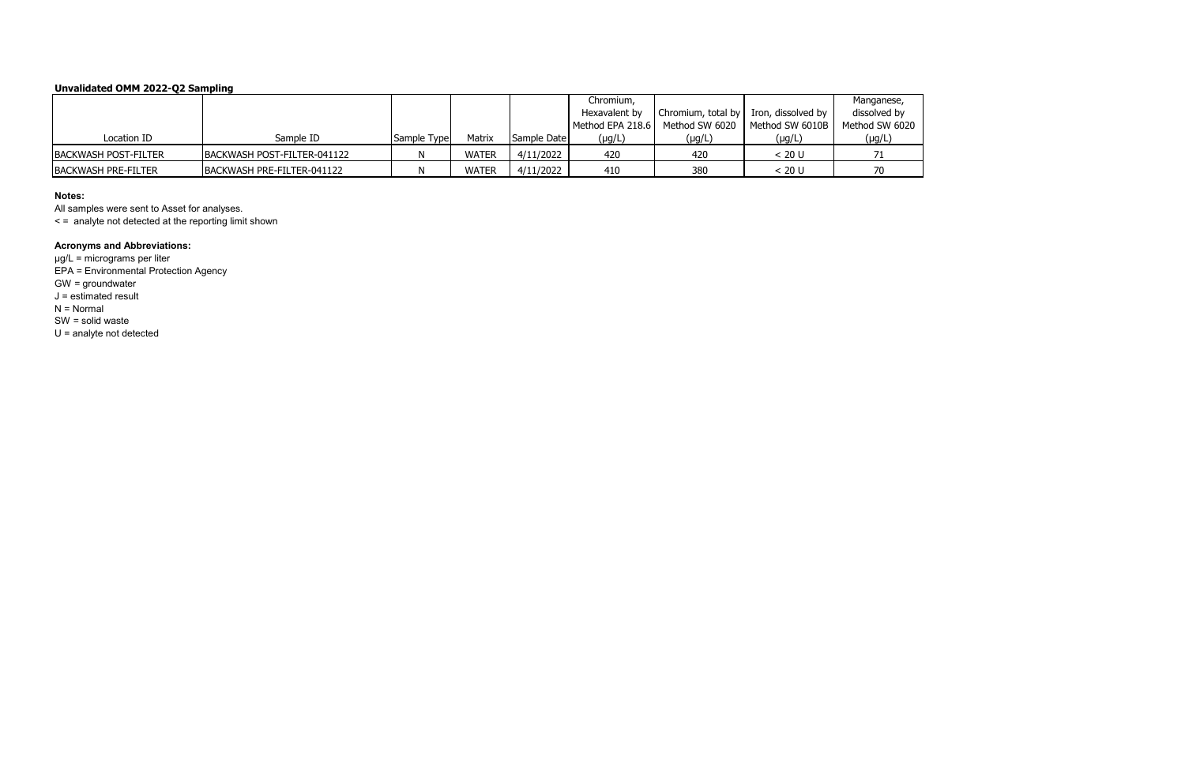**Unvalidated OMM 2022-Q2 Sampling**

| Location ID | Sample ID | Sample Type | Matrix | Sample Date | Chromium, Hexavalent by Method EPA 218.6 (μg/L) | Chromium, total by Method SW 6020 (μg/L) | Iron, dissolved by Method SW 6010B (μg/L) | Manganese, dissolved by Method SW 6020 (μg/L) |
|---|---|---|---|---|---|---|---|---|
| BACKWASH POST-FILTER | BACKWASH POST-FILTER-041122 | N | WATER | 4/11/2022 | 420 | 420 | < 20 U | 71 |
| BACKWASH PRE-FILTER | BACKWASH PRE-FILTER-041122 | N | WATER | 4/11/2022 | 410 | 380 | < 20 U | 70 |

**Notes:**

All samples were sent to Asset for analyses.

< = analyte not detected at the reporting limit shown

**Acronyms and Abbreviations:**

μg/L = micrograms per liter

EPA = Environmental Protection Agency

GW = groundwater

J = estimated result

N = Normal

SW = solid waste

U = analyte not detected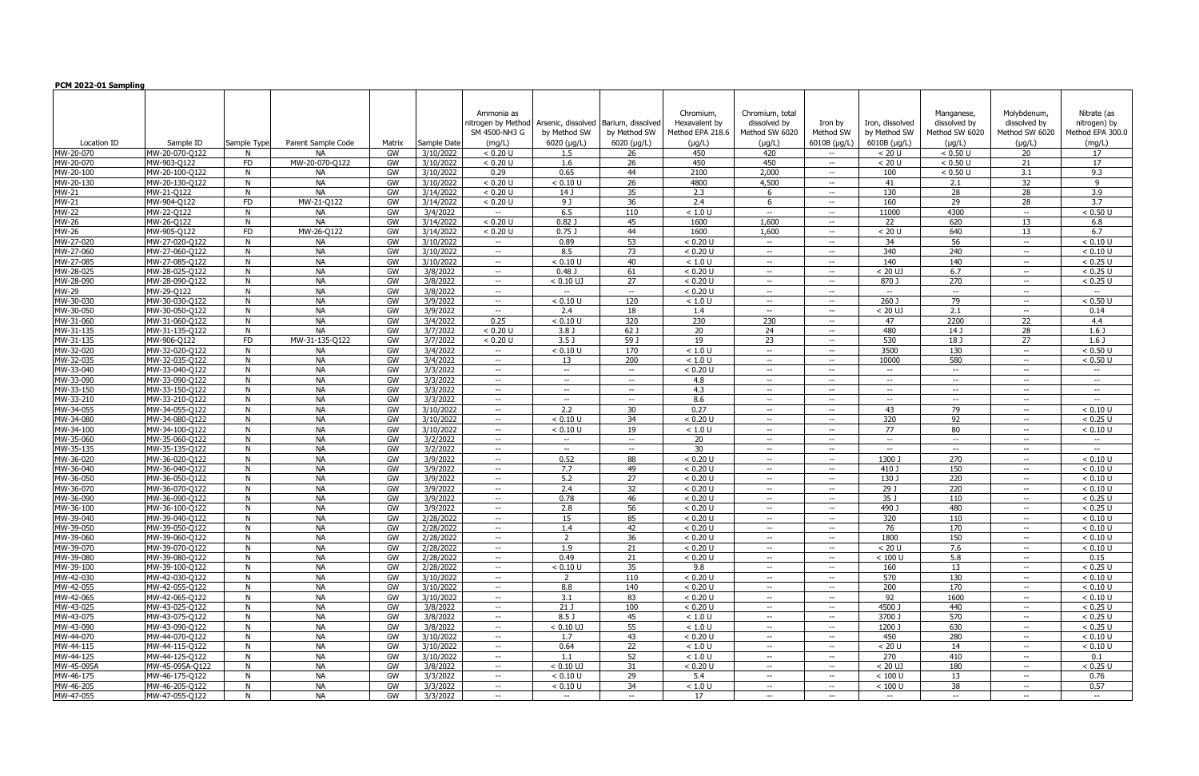**PCM 2022-01 Sampling**

| Location ID | Sample ID | Sample Type | Parent Sample Code | Matrix | Sample Date | Ammonia as nitrogen by Method SM 4500-NH3 G (mg/L) | Arsenic, dissolved by Method SW 6020 (µg/L) | Barium, dissolved by Method SW 6020 (µg/L) | Chromium, Hexavalent by Method EPA 218.6 (µg/L) | Chromium, total dissolved by Method SW 6020 (µg/L) | Iron by Method SW 6010B (µg/L) | Iron, dissolved by Method SW 6010B (µg/L) | Manganese, dissolved by Method SW 6020 (µg/L) | Molybdenum, dissolved by Method SW 6020 (µg/L) | Nitrate (as nitrogen) by Method EPA 300.0 (mg/L) |
|---|---|---|---|---|---|---|---|---|---|---|---|---|---|---|---|
| MW-20-070 | MW-20-070-Q122 | N | NA | GW | 3/10/2022 | < 0.20 U | 1.5 | 26 | 450 | 420 | -- | < 20 U | < 0.50 U | 20 | 17 |
| MW-20-070 | MW-903-Q122 | FD | MW-20-070-Q122 | GW | 3/10/2022 | < 0.20 U | 1.6 | 26 | 450 | 450 | -- | < 20 U | < 0.50 U | 21 | 17 |
| MW-20-100 | MW-20-100-Q122 | N | NA | GW | 3/10/2022 | 0.29 | 0.65 | 44 | 2100 | 2,000 | -- | 100 | < 0.50 U | 3.1 | 9.3 |
| MW-20-130 | MW-20-130-Q122 | N | NA | GW | 3/10/2022 | < 0.20 U | < 0.10 U | 26 | 4800 | 4,500 | -- | 41 | 2.1 | 32 | 9 |
| MW-21 | MW-21-Q122 | N | NA | GW | 3/14/2022 | < 0.20 U | 14 J | 35 | 2.3 | 6 | -- | 130 | 28 | 28 | 3.9 |
| MW-21 | MW-904-Q122 | FD | MW-21-Q122 | GW | 3/14/2022 | < 0.20 U | 9 J | 36 | 2.4 | 6 | -- | 160 | 29 | 28 | 3.7 |
| MW-22 | MW-22-Q122 | N | NA | GW | 3/4/2022 | -- | 6.5 | 110 | < 1.0 U | -- | -- | 11000 | 4300 | -- | < 0.50 U |
| MW-26 | MW-26-Q122 | N | NA | GW | 3/14/2022 | < 0.20 U | 0.82 J | 45 | 1600 | 1,600 | -- | 22 | 620 | 13 | 6.8 |
| MW-26 | MW-905-Q122 | FD | MW-26-Q122 | GW | 3/14/2022 | < 0.20 U | 0.75 J | 44 | 1600 | 1,600 | -- | < 20 U | 640 | 13 | 6.7 |
| MW-27-020 | MW-27-020-Q122 | N | NA | GW | 3/10/2022 | -- | 0.89 | 53 | < 0.20 U | -- | -- | 34 | 56 | -- | < 0.10 U |
| MW-27-060 | MW-27-060-Q122 | N | NA | GW | 3/10/2022 | -- | 8.5 | 73 | < 0.20 U | -- | -- | 340 | 240 | -- | < 0.10 U |
| MW-27-085 | MW-27-085-Q122 | N | NA | GW | 3/10/2022 | -- | < 0.10 U | 40 | < 1.0 U | -- | -- | 140 | 140 | -- | < 0.25 U |
| MW-28-025 | MW-28-025-Q122 | N | NA | GW | 3/8/2022 | -- | 0.48 J | 61 | < 0.20 U | -- | -- | < 20 UJ | 6.7 | -- | < 0.25 U |
| MW-28-090 | MW-28-090-Q122 | N | NA | GW | 3/8/2022 | -- | < 0.10 UJ | 27 | < 0.20 U | -- | -- | 870 J | 270 | -- | < 0.25 U |
| MW-29 | MW-29-Q122 | N | NA | GW | 3/8/2022 | -- | -- | -- | < 0.20 U | -- | -- | -- | -- | -- | -- |
| MW-30-030 | MW-30-030-Q122 | N | NA | GW | 3/9/2022 | -- | < 0.10 U | 120 | < 1.0 U | -- | -- | 260 J | 79 | -- | < 0.50 U |
| MW-30-050 | MW-30-050-Q122 | N | NA | GW | 3/9/2022 | -- | 2.4 | 18 | 1.4 | -- | -- | < 20 UJ | 2.1 | -- | 0.14 |
| MW-31-060 | MW-31-060-Q122 | N | NA | GW | 3/4/2022 | 0.25 | < 0.10 U | 320 | 230 | 230 | -- | 47 | 2200 | 22 | 4.4 |
| MW-31-135 | MW-31-135-Q122 | N | NA | GW | 3/7/2022 | < 0.20 U | 3.8 J | 62 J | 20 | 24 | -- | 480 | 14 J | 28 | 1.6 J |
| MW-31-135 | MW-906-Q122 | FD | MW-31-135-Q122 | GW | 3/7/2022 | < 0.20 U | 3.5 J | 59 J | 19 | 23 | -- | 530 | 18 J | 27 | 1.6 J |
| MW-32-020 | MW-32-020-Q122 | N | NA | GW | 3/4/2022 | -- | < 0.10 U | 170 | < 1.0 U | -- | -- | 3500 | 130 | -- | < 0.50 U |
| MW-32-035 | MW-32-035-Q122 | N | NA | GW | 3/4/2022 | -- | 13 | 200 | < 1.0 U | -- | -- | 10000 | 580 | -- | < 0.50 U |
| MW-33-040 | MW-33-040-Q122 | N | NA | GW | 3/3/2022 | -- | -- | -- | < 0.20 U | -- | -- | -- | -- | -- | -- |
| MW-33-090 | MW-33-090-Q122 | N | NA | GW | 3/3/2022 | -- | -- | -- | 4.8 | -- | -- | -- | -- | -- | -- |
| MW-33-150 | MW-33-150-Q122 | N | NA | GW | 3/3/2022 | -- | -- | -- | 4.3 | -- | -- | -- | -- | -- | -- |
| MW-33-210 | MW-33-210-Q122 | N | NA | GW | 3/3/2022 | -- | -- | -- | 8.6 | -- | -- | -- | -- | -- | -- |
| MW-34-055 | MW-34-055-Q122 | N | NA | GW | 3/10/2022 | -- | 2.2 | 30 | 0.27 | -- | -- | 43 | 79 | -- | < 0.10 U |
| MW-34-080 | MW-34-080-Q122 | N | NA | GW | 3/10/2022 | -- | < 0.10 U | 34 | < 0.20 U | -- | -- | 320 | 92 | -- | < 0.25 U |
| MW-34-100 | MW-34-100-Q122 | N | NA | GW | 3/10/2022 | -- | < 0.10 U | 19 | < 1.0 U | -- | -- | 77 | 80 | -- | < 0.10 U |
| MW-35-060 | MW-35-060-Q122 | N | NA | GW | 3/2/2022 | -- | -- | -- | 20 | -- | -- | -- | -- | -- | -- |
| MW-35-135 | MW-35-135-Q122 | N | NA | GW | 3/2/2022 | -- | -- | -- | 30 | -- | -- | -- | -- | -- | -- |
| MW-36-020 | MW-36-020-Q122 | N | NA | GW | 3/9/2022 | -- | 0.52 | 88 | < 0.20 U | -- | -- | 1300 J | 270 | -- | < 0.10 U |
| MW-36-040 | MW-36-040-Q122 | N | NA | GW | 3/9/2022 | -- | 7.7 | 49 | < 0.20 U | -- | -- | 410 J | 150 | -- | < 0.10 U |
| MW-36-050 | MW-36-050-Q122 | N | NA | GW | 3/9/2022 | -- | 5.2 | 27 | < 0.20 U | -- | -- | 130 J | 220 | -- | < 0.10 U |
| MW-36-070 | MW-36-070-Q122 | N | NA | GW | 3/9/2022 | -- | 2.4 | 32 | < 0.20 U | -- | -- | 29 J | 220 | -- | < 0.10 U |
| MW-36-090 | MW-36-090-Q122 | N | NA | GW | 3/9/2022 | -- | 0.78 | 46 | < 0.20 U | -- | -- | 35 J | 110 | -- | < 0.25 U |
| MW-36-100 | MW-36-100-Q122 | N | NA | GW | 3/9/2022 | -- | 2.8 | 56 | < 0.20 U | -- | -- | 490 J | 480 | -- | < 0.25 U |
| MW-39-040 | MW-39-040-Q122 | N | NA | GW | 2/28/2022 | -- | 15 | 85 | < 0.20 U | -- | -- | 320 | 110 | -- | < 0.10 U |
| MW-39-050 | MW-39-050-Q122 | N | NA | GW | 2/28/2022 | -- | 1.4 | 42 | < 0.20 U | -- | -- | 76 | 170 | -- | < 0.10 U |
| MW-39-060 | MW-39-060-Q122 | N | NA | GW | 2/28/2022 | -- | 2 | 36 | < 0.20 U | -- | -- | 1800 | 150 | -- | < 0.10 U |
| MW-39-070 | MW-39-070-Q122 | N | NA | GW | 2/28/2022 | -- | 1.9 | 21 | < 0.20 U | -- | -- | < 20 U | 7.6 | -- | < 0.10 U |
| MW-39-080 | MW-39-080-Q122 | N | NA | GW | 2/28/2022 | -- | 0.49 | 21 | < 0.20 U | -- | -- | < 100 U | 5.8 | -- | 0.15 |
| MW-39-100 | MW-39-100-Q122 | N | NA | GW | 2/28/2022 | -- | < 0.10 U | 35 | 9.8 | -- | -- | 160 | 13 | -- | < 0.25 U |
| MW-42-030 | MW-42-030-Q122 | N | NA | GW | 3/10/2022 | -- | 2 | 110 | < 0.20 U | -- | -- | 570 | 130 | -- | < 0.10 U |
| MW-42-055 | MW-42-055-Q122 | N | NA | GW | 3/10/2022 | -- | 8.8 | 140 | < 0.20 U | -- | -- | 200 | 170 | -- | < 0.10 U |
| MW-42-065 | MW-42-065-Q122 | N | NA | GW | 3/10/2022 | -- | 3.1 | 83 | < 0.20 U | -- | -- | 92 | 1600 | -- | < 0.10 U |
| MW-43-025 | MW-43-025-Q122 | N | NA | GW | 3/8/2022 | -- | 21 J | 100 | < 0.20 U | -- | -- | 4500 J | 440 | -- | < 0.25 U |
| MW-43-075 | MW-43-075-Q122 | N | NA | GW | 3/8/2022 | -- | 8.5 J | 45 | < 1.0 U | -- | -- | 3700 J | 570 | -- | < 0.25 U |
| MW-43-090 | MW-43-090-Q122 | N | NA | GW | 3/8/2022 | -- | < 0.10 UJ | 55 | < 1.0 U | -- | -- | 1200 J | 630 | -- | < 0.25 U |
| MW-44-070 | MW-44-070-Q122 | N | NA | GW | 3/10/2022 | -- | 1.7 | 43 | < 0.20 U | -- | -- | 450 | 280 | -- | < 0.10 U |
| MW-44-115 | MW-44-115-Q122 | N | NA | GW | 3/10/2022 | -- | 0.64 | 22 | < 1.0 U | -- | -- | < 20 U | 14 | -- | < 0.10 U |
| MW-44-125 | MW-44-125-Q122 | N | NA | GW | 3/10/2022 | -- | 1.1 | 52 | < 1.0 U | -- | -- | 270 | 410 | -- | 0.1 |
| MW-45-095A | MW-45-095A-Q122 | N | NA | GW | 3/8/2022 | -- | < 0.10 UJ | 31 | < 0.20 U | -- | -- | < 20 UJ | 180 | -- | < 0.25 U |
| MW-46-175 | MW-46-175-Q122 | N | NA | GW | 3/3/2022 | -- | < 0.10 U | 29 | 5.4 | -- | -- | < 100 U | 13 | -- | 0.76 |
| MW-46-205 | MW-46-205-Q122 | N | NA | GW | 3/3/2022 | -- | < 0.10 U | 34 | < 1.0 U | -- | -- | < 100 U | 38 | -- | 0.57 |
| MW-47-055 | MW-47-055-Q122 | N | NA | GW | 3/3/2022 | -- | -- | -- | 17 | -- | -- | -- | -- | -- | -- |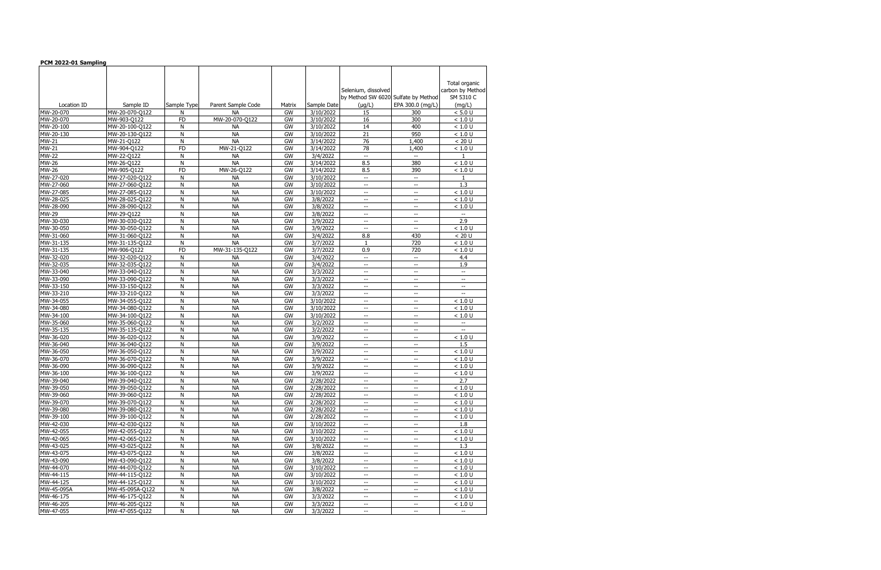**PCM 2022-01 Sampling**

| Location ID | Sample ID | Sample Type | Parent Sample Code | Matrix | Sample Date | Selenium, dissolved by Method SW 6020 (µg/L) | Sulfate by Method EPA 300.0 (mg/L) | Total organic carbon by Method SM 5310 C (mg/L) |
|---|---|---|---|---|---|---|---|---|
| MW-20-070 | MW-20-070-Q122 | N | NA | GW | 3/10/2022 | 15 | 300 | < 5.0 U |
| MW-20-070 | MW-903-Q122 | FD | MW-20-070-Q122 | GW | 3/10/2022 | 16 | 300 | < 1.0 U |
| MW-20-100 | MW-20-100-Q122 | N | NA | GW | 3/10/2022 | 14 | 400 | < 1.0 U |
| MW-20-130 | MW-20-130-Q122 | N | NA | GW | 3/10/2022 | 21 | 950 | < 1.0 U |
| MW-21 | MW-21-Q122 | N | NA | GW | 3/14/2022 | 76 | 1,400 | < 20 U |
| MW-21 | MW-904-Q122 | FD | MW-21-Q122 | GW | 3/14/2022 | 78 | 1,400 | < 1.0 U |
| MW-22 | MW-22-Q122 | N | NA | GW | 3/4/2022 | -- | -- | 1 |
| MW-26 | MW-26-Q122 | N | NA | GW | 3/14/2022 | 8.5 | 380 | < 1.0 U |
| MW-26 | MW-905-Q122 | FD | MW-26-Q122 | GW | 3/14/2022 | 8.5 | 390 | < 1.0 U |
| MW-27-020 | MW-27-020-Q122 | N | NA | GW | 3/10/2022 | -- | -- | 1 |
| MW-27-060 | MW-27-060-Q122 | N | NA | GW | 3/10/2022 | -- | -- | 1.3 |
| MW-27-085 | MW-27-085-Q122 | N | NA | GW | 3/10/2022 | -- | -- | < 1.0 U |
| MW-28-025 | MW-28-025-Q122 | N | NA | GW | 3/8/2022 | -- | -- | < 1.0 U |
| MW-28-090 | MW-28-090-Q122 | N | NA | GW | 3/8/2022 | -- | -- | < 1.0 U |
| MW-29 | MW-29-Q122 | N | NA | GW | 3/8/2022 | -- | -- | -- |
| MW-30-030 | MW-30-030-Q122 | N | NA | GW | 3/9/2022 | -- | -- | 2.9 |
| MW-30-050 | MW-30-050-Q122 | N | NA | GW | 3/9/2022 | -- | -- | < 1.0 U |
| MW-31-060 | MW-31-060-Q122 | N | NA | GW | 3/4/2022 | 8.8 | 430 | < 20 U |
| MW-31-135 | MW-31-135-Q122 | N | NA | GW | 3/7/2022 | 1 | 720 | < 1.0 U |
| MW-31-135 | MW-906-Q122 | FD | MW-31-135-Q122 | GW | 3/7/2022 | 0.9 | 720 | < 1.0 U |
| MW-32-020 | MW-32-020-Q122 | N | NA | GW | 3/4/2022 | -- | -- | 4.4 |
| MW-32-035 | MW-32-035-Q122 | N | NA | GW | 3/4/2022 | -- | -- | 1.9 |
| MW-33-040 | MW-33-040-Q122 | N | NA | GW | 3/3/2022 | -- | -- | -- |
| MW-33-090 | MW-33-090-Q122 | N | NA | GW | 3/3/2022 | -- | -- | -- |
| MW-33-150 | MW-33-150-Q122 | N | NA | GW | 3/3/2022 | -- | -- | -- |
| MW-33-210 | MW-33-210-Q122 | N | NA | GW | 3/3/2022 | -- | -- | -- |
| MW-34-055 | MW-34-055-Q122 | N | NA | GW | 3/10/2022 | -- | -- | < 1.0 U |
| MW-34-080 | MW-34-080-Q122 | N | NA | GW | 3/10/2022 | -- | -- | < 1.0 U |
| MW-34-100 | MW-34-100-Q122 | N | NA | GW | 3/10/2022 | -- | -- | < 1.0 U |
| MW-35-060 | MW-35-060-Q122 | N | NA | GW | 3/2/2022 | -- | -- | -- |
| MW-35-135 | MW-35-135-Q122 | N | NA | GW | 3/2/2022 | -- | -- | -- |
| MW-36-020 | MW-36-020-Q122 | N | NA | GW | 3/9/2022 | -- | -- | < 1.0 U |
| MW-36-040 | MW-36-040-Q122 | N | NA | GW | 3/9/2022 | -- | -- | 1.5 |
| MW-36-050 | MW-36-050-Q122 | N | NA | GW | 3/9/2022 | -- | -- | < 1.0 U |
| MW-36-070 | MW-36-070-Q122 | N | NA | GW | 3/9/2022 | -- | -- | < 1.0 U |
| MW-36-090 | MW-36-090-Q122 | N | NA | GW | 3/9/2022 | -- | -- | < 1.0 U |
| MW-36-100 | MW-36-100-Q122 | N | NA | GW | 3/9/2022 | -- | -- | < 1.0 U |
| MW-39-040 | MW-39-040-Q122 | N | NA | GW | 2/28/2022 | -- | -- | 2.7 |
| MW-39-050 | MW-39-050-Q122 | N | NA | GW | 2/28/2022 | -- | -- | < 1.0 U |
| MW-39-060 | MW-39-060-Q122 | N | NA | GW | 2/28/2022 | -- | -- | < 1.0 U |
| MW-39-070 | MW-39-070-Q122 | N | NA | GW | 2/28/2022 | -- | -- | < 1.0 U |
| MW-39-080 | MW-39-080-Q122 | N | NA | GW | 2/28/2022 | -- | -- | < 1.0 U |
| MW-39-100 | MW-39-100-Q122 | N | NA | GW | 2/28/2022 | -- | -- | < 1.0 U |
| MW-42-030 | MW-42-030-Q122 | N | NA | GW | 3/10/2022 | -- | -- | 1.8 |
| MW-42-055 | MW-42-055-Q122 | N | NA | GW | 3/10/2022 | -- | -- | < 1.0 U |
| MW-42-065 | MW-42-065-Q122 | N | NA | GW | 3/10/2022 | -- | -- | < 1.0 U |
| MW-43-025 | MW-43-025-Q122 | N | NA | GW | 3/8/2022 | -- | -- | 1.3 |
| MW-43-075 | MW-43-075-Q122 | N | NA | GW | 3/8/2022 | -- | -- | < 1.0 U |
| MW-43-090 | MW-43-090-Q122 | N | NA | GW | 3/8/2022 | -- | -- | < 1.0 U |
| MW-44-070 | MW-44-070-Q122 | N | NA | GW | 3/10/2022 | -- | -- | < 1.0 U |
| MW-44-115 | MW-44-115-Q122 | N | NA | GW | 3/10/2022 | -- | -- | < 1.0 U |
| MW-44-125 | MW-44-125-Q122 | N | NA | GW | 3/10/2022 | -- | -- | < 1.0 U |
| MW-45-095A | MW-45-095A-Q122 | N | NA | GW | 3/8/2022 | -- | -- | < 1.0 U |
| MW-46-175 | MW-46-175-Q122 | N | NA | GW | 3/3/2022 | -- | -- | < 1.0 U |
| MW-46-205 | MW-46-205-Q122 | N | NA | GW | 3/3/2022 | -- | -- | < 1.0 U |
| MW-47-055 | MW-47-055-Q122 | N | NA | GW | 3/3/2022 | -- | -- | -- |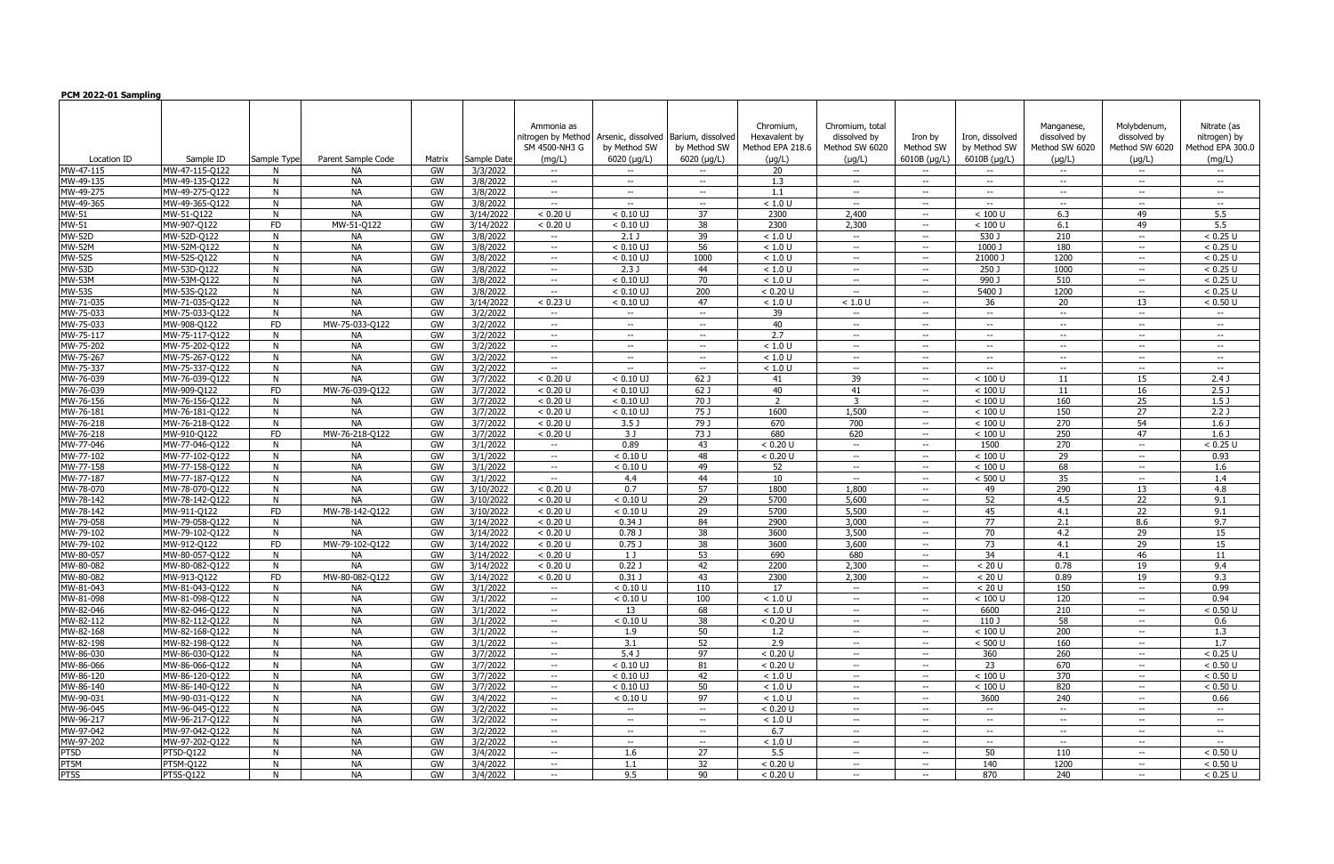**PCM 2022-01 Sampling**

| Location ID | Sample ID | Sample Type | Parent Sample Code | Matrix | Sample Date | Ammonia as nitrogen by Method SM 4500-NH3 G (mg/L) | Arsenic, dissolved by Method SW 6020 (µg/L) | Barium, dissolved by Method SW 6020 (µg/L) | Chromium, Hexavalent by Method EPA 218.6 (µg/L) | Chromium, total dissolved by Method SW 6020 (µg/L) | Iron by Method SW 6010B (µg/L) | Iron, dissolved by Method SW 6010B (µg/L) | Manganese, dissolved by Method SW 6020 (µg/L) | Molybdenum, dissolved by Method SW 6020 (µg/L) | Nitrate (as nitrogen) by Method EPA 300.0 (mg/L) |
|---|---|---|---|---|---|---|---|---|---|---|---|---|---|---|---|
| MW-47-115 | MW-47-115-Q122 | N | NA | GW | 3/3/2022 | -- | -- | -- | 20 | -- | -- | -- | -- | -- | -- |
| MW-49-135 | MW-49-135-Q122 | N | NA | GW | 3/8/2022 | -- | -- | -- | 1.3 | -- | -- | -- | -- | -- | -- |
| MW-49-275 | MW-49-275-Q122 | N | NA | GW | 3/8/2022 | -- | -- | -- | 1.1 | -- | -- | -- | -- | -- | -- |
| MW-49-365 | MW-49-365-Q122 | N | NA | GW | 3/8/2022 | -- | -- | -- | < 1.0 U | -- | -- | -- | -- | -- | -- |
| MW-51 | MW-51-Q122 | N | NA | GW | 3/14/2022 | < 0.20 U | < 0.10 UJ | 37 | 2300 | 2,400 | -- | < 100 U | 6.3 | 49 | 5.5 |
| MW-51 | MW-907-Q122 | FD | MW-51-Q122 | GW | 3/14/2022 | < 0.20 U | < 0.10 UJ | 38 | 2300 | 2,300 | -- | < 100 U | 6.1 | 49 | 5.5 |
| MW-52D | MW-52D-Q122 | N | NA | GW | 3/8/2022 | -- | 2.1 J | 39 | < 1.0 U | -- | -- | 530 J | 210 | -- | < 0.25 U |
| MW-52M | MW-52M-Q122 | N | NA | GW | 3/8/2022 | -- | < 0.10 UJ | 56 | < 1.0 U | -- | -- | 1000 J | 180 | -- | < 0.25 U |
| MW-52S | MW-52S-Q122 | N | NA | GW | 3/8/2022 | -- | < 0.10 UJ | 1000 | < 1.0 U | -- | -- | 21000 J | 1200 | -- | < 0.25 U |
| MW-53D | MW-53D-Q122 | N | NA | GW | 3/8/2022 | -- | 2.3 J | 44 | < 1.0 U | -- | -- | 250 J | 1000 | -- | < 0.25 U |
| MW-53M | MW-53M-Q122 | N | NA | GW | 3/8/2022 | -- | < 0.10 UJ | 70 | < 1.0 U | -- | -- | 990 J | 510 | -- | < 0.25 U |
| MW-53S | MW-53S-Q122 | N | NA | GW | 3/8/2022 | -- | < 0.10 UJ | 200 | < 0.20 U | -- | -- | 5400 J | 1200 | -- | < 0.25 U |
| MW-71-035 | MW-71-035-Q122 | N | NA | GW | 3/14/2022 | < 0.23 U | < 0.10 UJ | 47 | < 1.0 U | < 1.0 U | -- | 36 | 20 | 13 | < 0.50 U |
| MW-75-033 | MW-75-033-Q122 | N | NA | GW | 3/2/2022 | -- | -- | -- | 39 | -- | -- | -- | -- | -- | -- |
| MW-75-033 | MW-908-Q122 | FD | MW-75-033-Q122 | GW | 3/2/2022 | -- | -- | -- | 40 | -- | -- | -- | -- | -- | -- |
| MW-75-117 | MW-75-117-Q122 | N | NA | GW | 3/2/2022 | -- | -- | -- | 2.7 | -- | -- | -- | -- | -- | -- |
| MW-75-202 | MW-75-202-Q122 | N | NA | GW | 3/2/2022 | -- | -- | -- | < 1.0 U | -- | -- | -- | -- | -- | -- |
| MW-75-267 | MW-75-267-Q122 | N | NA | GW | 3/2/2022 | -- | -- | -- | < 1.0 U | -- | -- | -- | -- | -- | -- |
| MW-75-337 | MW-75-337-Q122 | N | NA | GW | 3/2/2022 | -- | -- | -- | < 1.0 U | -- | -- | -- | -- | -- | -- |
| MW-76-039 | MW-76-039-Q122 | N | NA | GW | 3/7/2022 | < 0.20 U | < 0.10 UJ | 62 J | 41 | 39 | -- | < 100 U | 11 | 15 | 2.4 J |
| MW-76-039 | MW-909-Q122 | FD | MW-76-039-Q122 | GW | 3/7/2022 | < 0.20 U | < 0.10 UJ | 62 J | 40 | 41 | -- | < 100 U | 11 | 16 | 2.5 J |
| MW-76-156 | MW-76-156-Q122 | N | NA | GW | 3/7/2022 | < 0.20 U | < 0.10 UJ | 70 J | 2 | 3 | -- | < 100 U | 160 | 25 | 1.5 J |
| MW-76-181 | MW-76-181-Q122 | N | NA | GW | 3/7/2022 | < 0.20 U | < 0.10 UJ | 75 J | 1600 | 1,500 | -- | < 100 U | 150 | 27 | 2.2 J |
| MW-76-218 | MW-76-218-Q122 | N | NA | GW | 3/7/2022 | < 0.20 U | 3.5 J | 79 J | 670 | 700 | -- | < 100 U | 270 | 54 | 1.6 J |
| MW-76-218 | MW-910-Q122 | FD | MW-76-218-Q122 | GW | 3/7/2022 | < 0.20 U | 3 J | 73 J | 680 | 620 | -- | < 100 U | 250 | 47 | 1.6 J |
| MW-77-046 | MW-77-046-Q122 | N | NA | GW | 3/1/2022 | -- | 0.89 | 43 | < 0.20 U | -- | -- | 1500 | 270 | -- | < 0.25 U |
| MW-77-102 | MW-77-102-Q122 | N | NA | GW | 3/1/2022 | -- | < 0.10 U | 48 | < 0.20 U | -- | -- | < 100 U | 29 | -- | 0.93 |
| MW-77-158 | MW-77-158-Q122 | N | NA | GW | 3/1/2022 | -- | < 0.10 U | 49 | 52 | -- | -- | < 100 U | 68 | -- | 1.6 |
| MW-77-187 | MW-77-187-Q122 | N | NA | GW | 3/1/2022 | -- | 4.4 | 44 | 10 | -- | -- | < 500 U | 35 | -- | 1.4 |
| MW-78-070 | MW-78-070-Q122 | N | NA | GW | 3/10/2022 | < 0.20 U | 0.7 | 57 | 1800 | 1,800 | -- | 49 | 290 | 13 | 4.8 |
| MW-78-142 | MW-78-142-Q122 | N | NA | GW | 3/10/2022 | < 0.20 U | < 0.10 U | 29 | 5700 | 5,600 | -- | 52 | 4.5 | 22 | 9.1 |
| MW-78-142 | MW-911-Q122 | FD | MW-78-142-Q122 | GW | 3/10/2022 | < 0.20 U | < 0.10 U | 29 | 5700 | 5,500 | -- | 45 | 4.1 | 22 | 9.1 |
| MW-79-058 | MW-79-058-Q122 | N | NA | GW | 3/14/2022 | < 0.20 U | 0.34 J | 84 | 2900 | 3,000 | -- | 77 | 2.1 | 8.6 | 9.7 |
| MW-79-102 | MW-79-102-Q122 | N | NA | GW | 3/14/2022 | < 0.20 U | 0.78 J | 38 | 3600 | 3,500 | -- | 70 | 4.2 | 29 | 15 |
| MW-79-102 | MW-912-Q122 | FD | MW-79-102-Q122 | GW | 3/14/2022 | < 0.20 U | 0.75 J | 38 | 3600 | 3,600 | -- | 73 | 4.1 | 29 | 15 |
| MW-80-057 | MW-80-057-Q122 | N | NA | GW | 3/14/2022 | < 0.20 U | 1 J | 53 | 690 | 680 | -- | 34 | 4.1 | 46 | 11 |
| MW-80-082 | MW-80-082-Q122 | N | NA | GW | 3/14/2022 | < 0.20 U | 0.22 J | 42 | 2200 | 2,300 | -- | < 20 U | 0.78 | 19 | 9.4 |
| MW-80-082 | MW-913-Q122 | FD | MW-80-082-Q122 | GW | 3/14/2022 | < 0.20 U | 0.31 J | 43 | 2300 | 2,300 | -- | < 20 U | 0.89 | 19 | 9.3 |
| MW-81-043 | MW-81-043-Q122 | N | NA | GW | 3/1/2022 | -- | < 0.10 U | 110 | 17 | -- | -- | < 20 U | 150 | -- | 0.99 |
| MW-81-098 | MW-81-098-Q122 | N | NA | GW | 3/1/2022 | -- | < 0.10 U | 100 | < 1.0 U | -- | -- | < 100 U | 120 | -- | 0.94 |
| MW-82-046 | MW-82-046-Q122 | N | NA | GW | 3/1/2022 | -- | 13 | 68 | < 1.0 U | -- | -- | 6600 | 210 | -- | < 0.50 U |
| MW-82-112 | MW-82-112-Q122 | N | NA | GW | 3/1/2022 | -- | < 0.10 U | 38 | < 0.20 U | -- | -- | 110 J | 58 | -- | 0.6 |
| MW-82-168 | MW-82-168-Q122 | N | NA | GW | 3/1/2022 | -- | 1.9 | 50 | 1.2 | -- | -- | < 100 U | 200 | -- | 1.3 |
| MW-82-198 | MW-82-198-Q122 | N | NA | GW | 3/1/2022 | -- | 3.1 | 52 | 2.9 | -- | -- | < 500 U | 160 | -- | 1.7 |
| MW-86-030 | MW-86-030-Q122 | N | NA | GW | 3/7/2022 | -- | 5.4 J | 97 | < 0.20 U | -- | -- | 360 | 260 | -- | < 0.25 U |
| MW-86-066 | MW-86-066-Q122 | N | NA | GW | 3/7/2022 | -- | < 0.10 UJ | 81 | < 0.20 U | -- | -- | 23 | 670 | -- | < 0.50 U |
| MW-86-120 | MW-86-120-Q122 | N | NA | GW | 3/7/2022 | -- | < 0.10 UJ | 42 | < 1.0 U | -- | -- | < 100 U | 370 | -- | < 0.50 U |
| MW-86-140 | MW-86-140-Q122 | N | NA | GW | 3/7/2022 | -- | < 0.10 UJ | 50 | < 1.0 U | -- | -- | < 100 U | 820 | -- | < 0.50 U |
| MW-90-031 | MW-90-031-Q122 | N | NA | GW | 3/4/2022 | -- | < 0.10 U | 97 | < 1.0 U | -- | -- | 3600 | 240 | -- | 0.66 |
| MW-96-045 | MW-96-045-Q122 | N | NA | GW | 3/2/2022 | -- | -- | -- | < 0.20 U | -- | -- | -- | -- | -- | -- |
| MW-96-217 | MW-96-217-Q122 | N | NA | GW | 3/2/2022 | -- | -- | -- | < 1.0 U | -- | -- | -- | -- | -- | -- |
| MW-97-042 | MW-97-042-Q122 | N | NA | GW | 3/2/2022 | -- | -- | -- | 6.7 | -- | -- | -- | -- | -- | -- |
| MW-97-202 | MW-97-202-Q122 | N | NA | GW | 3/2/2022 | -- | -- | -- | < 1.0 U | -- | -- | -- | -- | -- | -- |
| PT5D | PT5D-Q122 | N | NA | GW | 3/4/2022 | -- | 1.6 | 27 | 5.5 | -- | -- | 50 | 110 | -- | < 0.50 U |
| PT5M | PT5M-Q122 | N | NA | GW | 3/4/2022 | -- | 1.1 | 32 | < 0.20 U | -- | -- | 140 | 1200 | -- | < 0.50 U |
| PT5S | PT5S-Q122 | N | NA | GW | 3/4/2022 | -- | 9.5 | 90 | < 0.20 U | -- | -- | 870 | 240 | -- | < 0.25 U |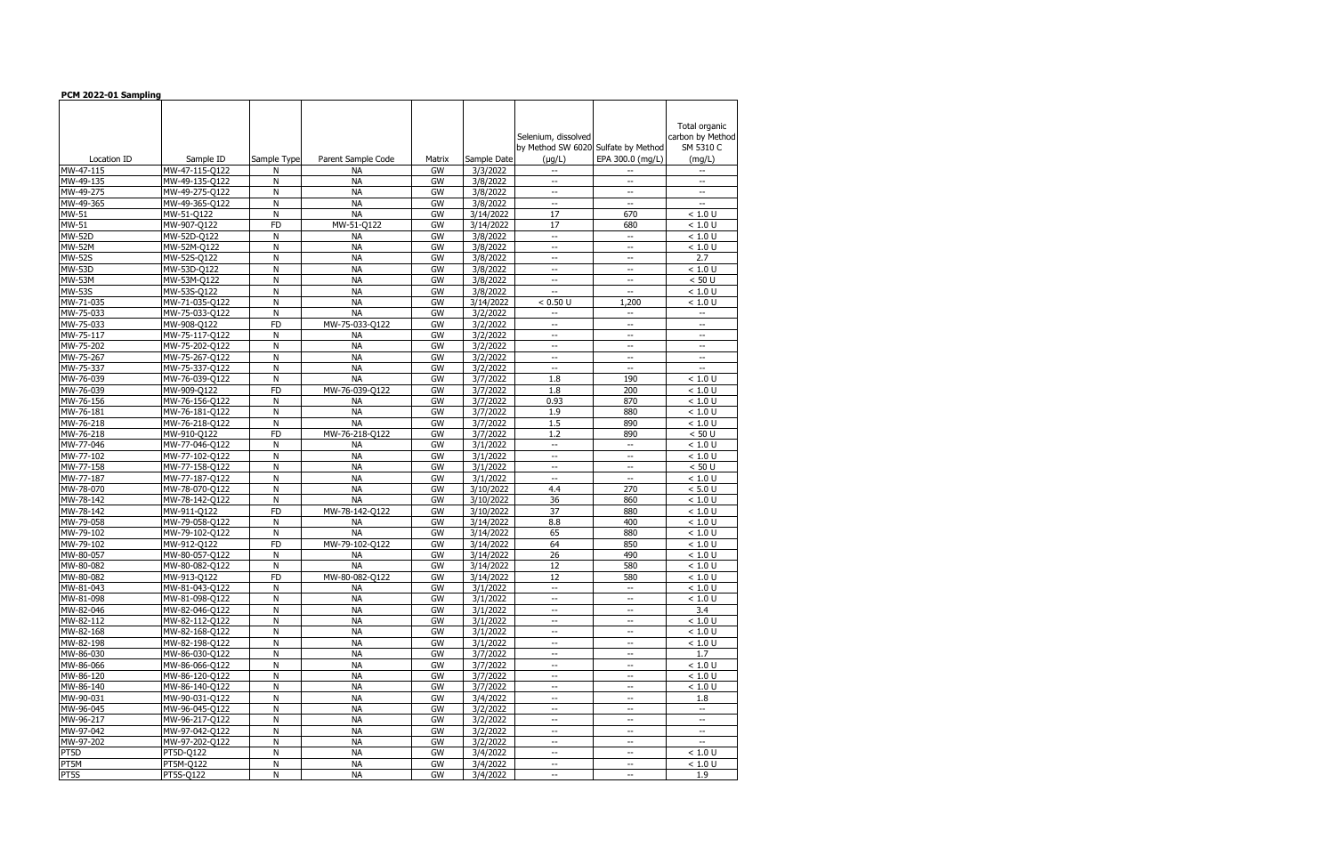**PCM 2022-01 Sampling**

| Location ID | Sample ID | Sample Type | Parent Sample Code | Matrix | Sample Date | Selenium, dissolved by Method SW 6020 (µg/L) | Sulfate by Method EPA 300.0 (mg/L) | Total organic carbon by Method SM 5310 C (mg/L) |
|---|---|---|---|---|---|---|---|---|
| MW-47-115 | MW-47-115-Q122 | N | NA | GW | 3/3/2022 | -- | -- | -- |
| MW-49-135 | MW-49-135-Q122 | N | NA | GW | 3/8/2022 | -- | -- | -- |
| MW-49-275 | MW-49-275-Q122 | N | NA | GW | 3/8/2022 | -- | -- | -- |
| MW-49-365 | MW-49-365-Q122 | N | NA | GW | 3/8/2022 | -- | -- | -- |
| MW-51 | MW-51-Q122 | N | NA | GW | 3/14/2022 | 17 | 670 | < 1.0 U |
| MW-51 | MW-907-Q122 | FD | MW-51-Q122 | GW | 3/14/2022 | 17 | 680 | < 1.0 U |
| MW-52D | MW-52D-Q122 | N | NA | GW | 3/8/2022 | -- | -- | < 1.0 U |
| MW-52M | MW-52M-Q122 | N | NA | GW | 3/8/2022 | -- | -- | < 1.0 U |
| MW-52S | MW-52S-Q122 | N | NA | GW | 3/8/2022 | -- | -- | 2.7 |
| MW-53D | MW-53D-Q122 | N | NA | GW | 3/8/2022 | -- | -- | < 1.0 U |
| MW-53M | MW-53M-Q122 | N | NA | GW | 3/8/2022 | -- | -- | < 50 U |
| MW-53S | MW-53S-Q122 | N | NA | GW | 3/8/2022 | -- | -- | < 1.0 U |
| MW-71-035 | MW-71-035-Q122 | N | NA | GW | 3/14/2022 | < 0.50 U | 1,200 | < 1.0 U |
| MW-75-033 | MW-75-033-Q122 | N | NA | GW | 3/2/2022 | -- | -- | -- |
| MW-75-033 | MW-908-Q122 | FD | MW-75-033-Q122 | GW | 3/2/2022 | -- | -- | -- |
| MW-75-117 | MW-75-117-Q122 | N | NA | GW | 3/2/2022 | -- | -- | -- |
| MW-75-202 | MW-75-202-Q122 | N | NA | GW | 3/2/2022 | -- | -- | -- |
| MW-75-267 | MW-75-267-Q122 | N | NA | GW | 3/2/2022 | -- | -- | -- |
| MW-75-337 | MW-75-337-Q122 | N | NA | GW | 3/2/2022 | -- | -- | -- |
| MW-76-039 | MW-76-039-Q122 | N | NA | GW | 3/7/2022 | 1.8 | 190 | < 1.0 U |
| MW-76-039 | MW-909-Q122 | FD | MW-76-039-Q122 | GW | 3/7/2022 | 1.8 | 200 | < 1.0 U |
| MW-76-156 | MW-76-156-Q122 | N | NA | GW | 3/7/2022 | 0.93 | 870 | < 1.0 U |
| MW-76-181 | MW-76-181-Q122 | N | NA | GW | 3/7/2022 | 1.9 | 880 | < 1.0 U |
| MW-76-218 | MW-76-218-Q122 | N | NA | GW | 3/7/2022 | 1.5 | 890 | < 1.0 U |
| MW-76-218 | MW-910-Q122 | FD | MW-76-218-Q122 | GW | 3/7/2022 | 1.2 | 890 | < 50 U |
| MW-77-046 | MW-77-046-Q122 | N | NA | GW | 3/1/2022 | -- | -- | < 1.0 U |
| MW-77-102 | MW-77-102-Q122 | N | NA | GW | 3/1/2022 | -- | -- | < 1.0 U |
| MW-77-158 | MW-77-158-Q122 | N | NA | GW | 3/1/2022 | -- | -- | < 50 U |
| MW-77-187 | MW-77-187-Q122 | N | NA | GW | 3/1/2022 | -- | -- | < 1.0 U |
| MW-78-070 | MW-78-070-Q122 | N | NA | GW | 3/10/2022 | 4.4 | 270 | < 5.0 U |
| MW-78-142 | MW-78-142-Q122 | N | NA | GW | 3/10/2022 | 36 | 860 | < 1.0 U |
| MW-78-142 | MW-911-Q122 | FD | MW-78-142-Q122 | GW | 3/10/2022 | 37 | 880 | < 1.0 U |
| MW-79-058 | MW-79-058-Q122 | N | NA | GW | 3/14/2022 | 8.8 | 400 | < 1.0 U |
| MW-79-102 | MW-79-102-Q122 | N | NA | GW | 3/14/2022 | 65 | 880 | < 1.0 U |
| MW-79-102 | MW-912-Q122 | FD | MW-79-102-Q122 | GW | 3/14/2022 | 64 | 850 | < 1.0 U |
| MW-80-057 | MW-80-057-Q122 | N | NA | GW | 3/14/2022 | 26 | 490 | < 1.0 U |
| MW-80-082 | MW-80-082-Q122 | N | NA | GW | 3/14/2022 | 12 | 580 | < 1.0 U |
| MW-80-082 | MW-913-Q122 | FD | MW-80-082-Q122 | GW | 3/14/2022 | 12 | 580 | < 1.0 U |
| MW-81-043 | MW-81-043-Q122 | N | NA | GW | 3/1/2022 | -- | -- | < 1.0 U |
| MW-81-098 | MW-81-098-Q122 | N | NA | GW | 3/1/2022 | -- | -- | < 1.0 U |
| MW-82-046 | MW-82-046-Q122 | N | NA | GW | 3/1/2022 | -- | -- | 3.4 |
| MW-82-112 | MW-82-112-Q122 | N | NA | GW | 3/1/2022 | -- | -- | < 1.0 U |
| MW-82-168 | MW-82-168-Q122 | N | NA | GW | 3/1/2022 | -- | -- | < 1.0 U |
| MW-82-198 | MW-82-198-Q122 | N | NA | GW | 3/1/2022 | -- | -- | < 1.0 U |
| MW-86-030 | MW-86-030-Q122 | N | NA | GW | 3/7/2022 | -- | -- | 1.7 |
| MW-86-066 | MW-86-066-Q122 | N | NA | GW | 3/7/2022 | -- | -- | < 1.0 U |
| MW-86-120 | MW-86-120-Q122 | N | NA | GW | 3/7/2022 | -- | -- | < 1.0 U |
| MW-86-140 | MW-86-140-Q122 | N | NA | GW | 3/7/2022 | -- | -- | < 1.0 U |
| MW-90-031 | MW-90-031-Q122 | N | NA | GW | 3/4/2022 | -- | -- | 1.8 |
| MW-96-045 | MW-96-045-Q122 | N | NA | GW | 3/2/2022 | -- | -- | -- |
| MW-96-217 | MW-96-217-Q122 | N | NA | GW | 3/2/2022 | -- | -- | -- |
| MW-97-042 | MW-97-042-Q122 | N | NA | GW | 3/2/2022 | -- | -- | -- |
| MW-97-202 | MW-97-202-Q122 | N | NA | GW | 3/2/2022 | -- | -- | -- |
| PT5D | PT5D-Q122 | N | NA | GW | 3/4/2022 | -- | -- | < 1.0 U |
| PT5M | PT5M-Q122 | N | NA | GW | 3/4/2022 | -- | -- | < 1.0 U |
| PT5S | PT5S-Q122 | N | NA | GW | 3/4/2022 | -- | -- | 1.9 |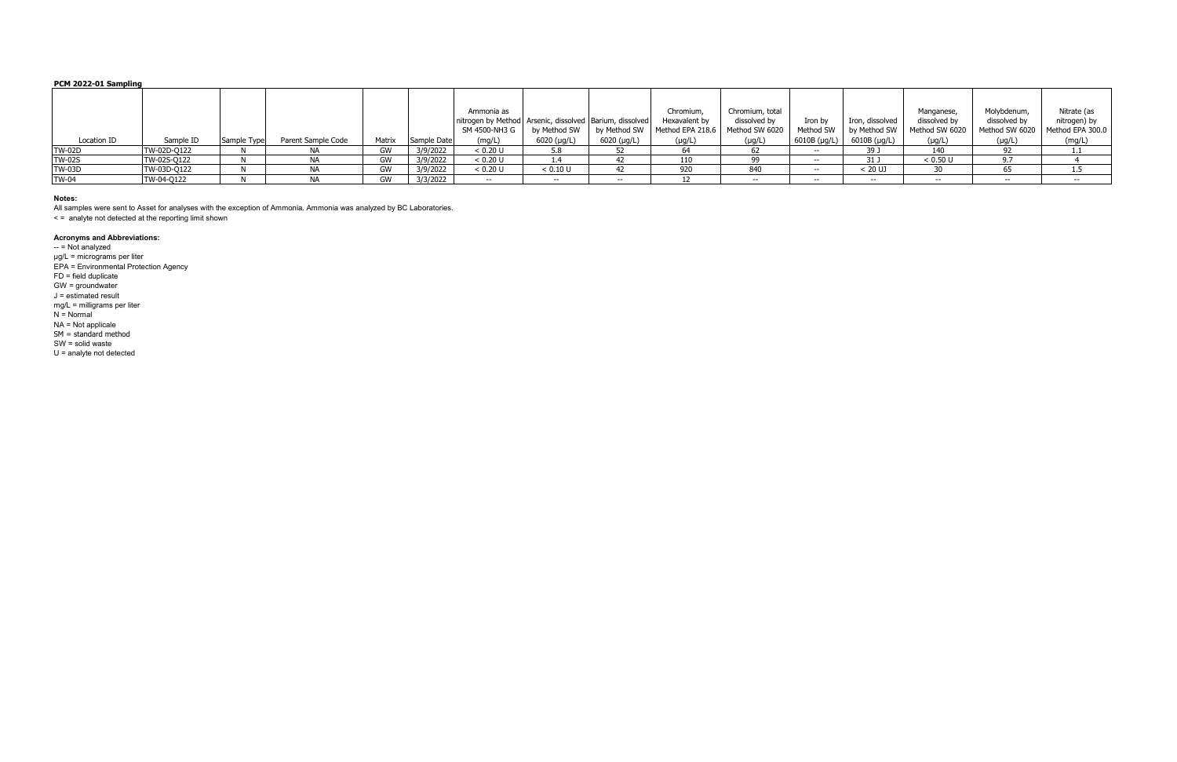**PCM 2022-01 Sampling**

| Location ID | Sample ID | Sample Type | Parent Sample Code | Matrix | Sample Date | Ammonia as nitrogen by Method SM 4500-NH3 G (mg/L) | Arsenic, dissolved by Method SW 6020 (µg/L) | Barium, dissolved by Method SW 6020 (µg/L) | Chromium, Hexavalent by Method EPA 218.6 (µg/L) | Chromium, total dissolved by Method SW 6020 (µg/L) | Iron by Method SW 6010B (µg/L) | Iron, dissolved by Method SW 6010B (µg/L) | Manganese, dissolved by Method SW 6020 (µg/L) | Molybdenum, dissolved by Method SW 6020 (µg/L) | Nitrate (as nitrogen) by Method EPA 300.0 (mg/L) |
|---|---|---|---|---|---|---|---|---|---|---|---|---|---|---|---|
| TW-02D | TW-02D-Q122 | N | NA | GW | 3/9/2022 | < 0.20 U | 5.8 | 52 | 64 | 62 | -- | 39 J | 140 | 92 | 1.1 |
| TW-02S | TW-02S-Q122 | N | NA | GW | 3/9/2022 | < 0.20 U | 1.4 | 42 | 110 | 99 | -- | 31 J | < 0.50 U | 9.7 | 4 |
| TW-03D | TW-03D-Q122 | N | NA | GW | 3/9/2022 | < 0.20 U | < 0.10 U | 42 | 920 | 840 | -- | < 20 UJ | 30 | 65 | 1.5 |
| TW-04 | TW-04-Q122 | N | NA | GW | 3/3/2022 | -- | -- | -- | 12 | -- | -- | -- | -- | -- | -- |

**Notes:**

All samples were sent to Asset for analyses with the exception of Ammonia. Ammonia was analyzed by BC Laboratories.

< = analyte not detected at the reporting limit shown

**Acronyms and Abbreviations:**

-- = Not analyzed
µg/L = micrograms per liter
EPA = Environmental Protection Agency
FD = field duplicate
GW = groundwater
J = estimated result
mg/L = milligrams per liter
N = Normal
NA = Not applicale
SM = standard method
SW = solid waste
U = analyte not detected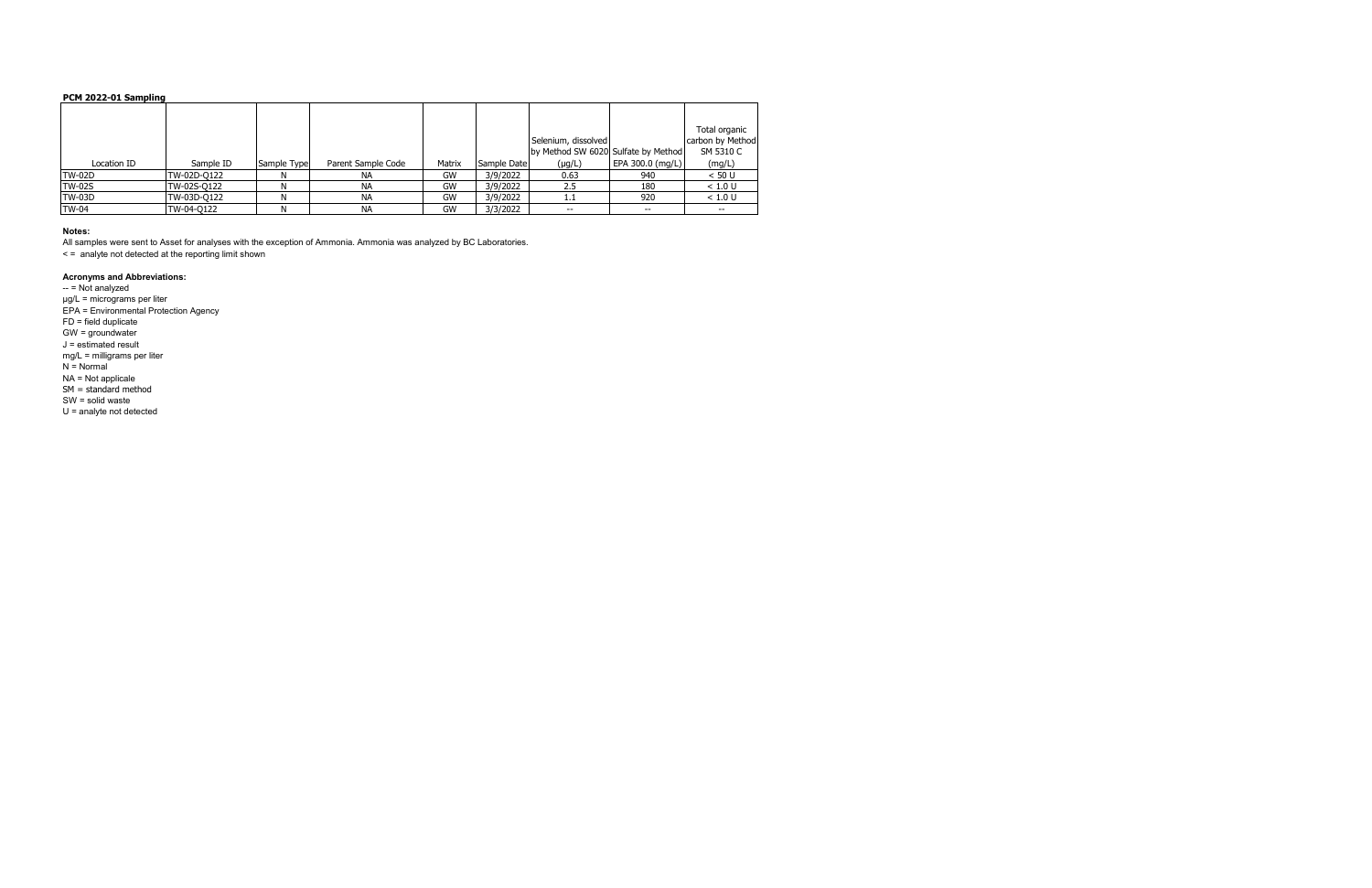**PCM 2022-01 Sampling**

| Location ID | Sample ID | Sample Type | Parent Sample Code | Matrix | Sample Date | Selenium, dissolved by Method SW 6020 (µg/L) | Sulfate by Method EPA 300.0 (mg/L) | Total organic carbon by Method SM 5310 C (mg/L) |
|---|---|---|---|---|---|---|---|---|
| TW-02D | TW-02D-Q122 | N | NA | GW | 3/9/2022 | 0.63 | 940 | < 50 U |
| TW-02S | TW-02S-Q122 | N | NA | GW | 3/9/2022 | 2.5 | 180 | < 1.0 U |
| TW-03D | TW-03D-Q122 | N | NA | GW | 3/9/2022 | 1.1 | 920 | < 1.0 U |
| TW-04 | TW-04-Q122 | N | NA | GW | 3/3/2022 | -- | -- | -- |

**Notes:**

All samples were sent to Asset for analyses with the exception of Ammonia. Ammonia was analyzed by BC Laboratories.

< = analyte not detected at the reporting limit shown

**Acronyms and Abbreviations:**

-- = Not analyzed
µg/L = micrograms per liter
EPA = Environmental Protection Agency
FD = field duplicate
GW = groundwater
J = estimated result
mg/L = milligrams per liter
N = Normal
NA = Not applicale
SM = standard method
SW = solid waste
U = analyte not detected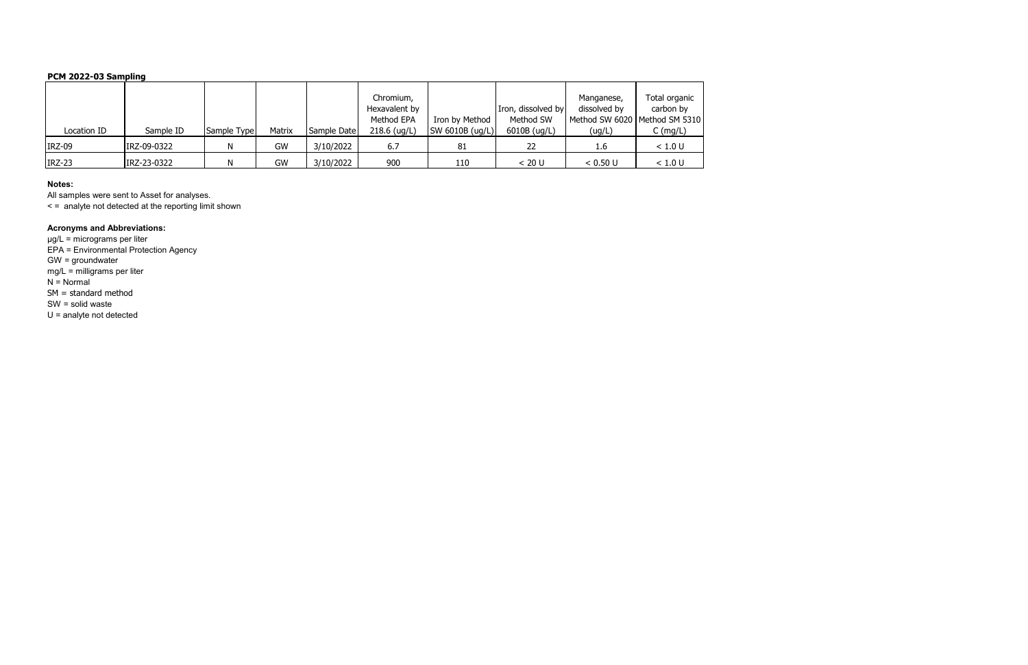**PCM 2022-03 Sampling**

| Location ID | Sample ID | Sample Type | Matrix | Sample Date | Chromium, Hexavalent by Method EPA 218.6 (ug/L) | Iron by Method SW 6010B (ug/L) | Iron, dissolved by Method SW 6010B (ug/L) | Manganese, dissolved by Method SW 6020 (ug/L) | Total organic carbon by Method SM 5310 C (mg/L) |
|---|---|---|---|---|---|---|---|---|---|
| IRZ-09 | IRZ-09-0322 | N | GW | 3/10/2022 | 6.7 | 81 | 22 | 1.6 | < 1.0 U |
| IRZ-23 | IRZ-23-0322 | N | GW | 3/10/2022 | 900 | 110 | < 20 U | < 0.50 U | < 1.0 U |

**Notes:**

All samples were sent to Asset for analyses.

< = analyte not detected at the reporting limit shown

**Acronyms and Abbreviations:**

μg/L = micrograms per liter

EPA = Environmental Protection Agency

GW = groundwater

mg/L = milligrams per liter

N = Normal

SM = standard method

SW = solid waste

U = analyte not detected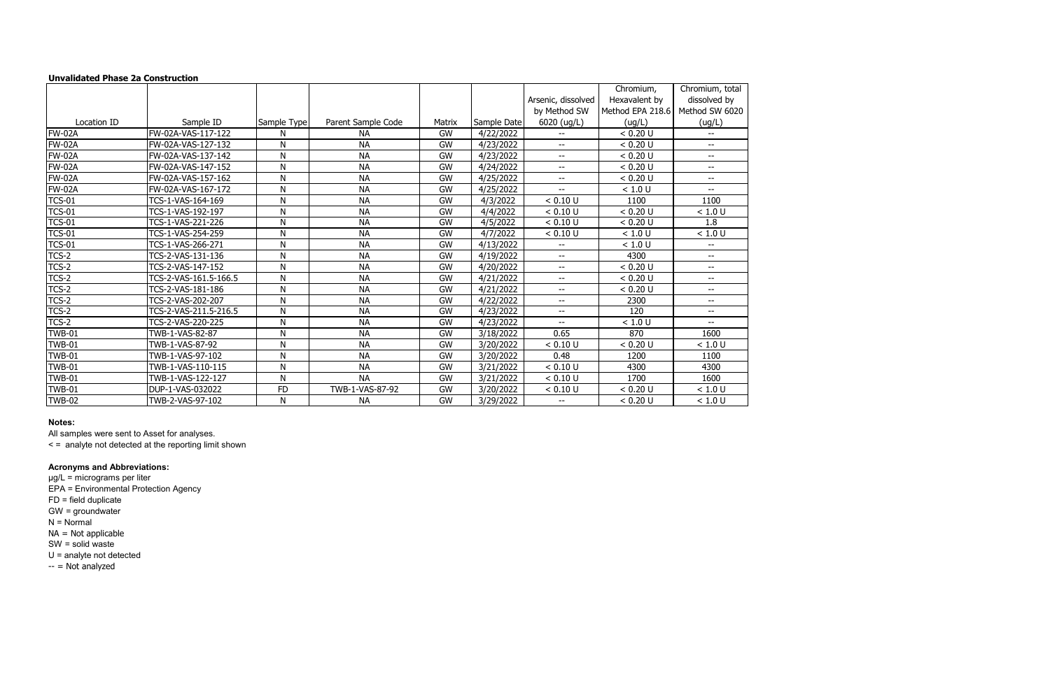**Unvalidated Phase 2a Construction**

| Location ID | Sample ID | Sample Type | Parent Sample Code | Matrix | Sample Date | Arsenic, dissolved by Method SW 6020 (ug/L) | Chromium, Hexavalent by Method EPA 218.6 (ug/L) | Chromium, total dissolved by Method SW 6020 (ug/L) |
|---|---|---|---|---|---|---|---|---|
| FW-02A | FW-02A-VAS-117-122 | N | NA | GW | 4/22/2022 | -- | < 0.20 U | -- |
| FW-02A | FW-02A-VAS-127-132 | N | NA | GW | 4/23/2022 | -- | < 0.20 U | -- |
| FW-02A | FW-02A-VAS-137-142 | N | NA | GW | 4/23/2022 | -- | < 0.20 U | -- |
| FW-02A | FW-02A-VAS-147-152 | N | NA | GW | 4/24/2022 | -- | < 0.20 U | -- |
| FW-02A | FW-02A-VAS-157-162 | N | NA | GW | 4/25/2022 | -- | < 0.20 U | -- |
| FW-02A | FW-02A-VAS-167-172 | N | NA | GW | 4/25/2022 | -- | < 1.0 U | -- |
| TCS-01 | TCS-1-VAS-164-169 | N | NA | GW | 4/3/2022 | < 0.10 U | 1100 | 1100 |
| TCS-01 | TCS-1-VAS-192-197 | N | NA | GW | 4/4/2022 | < 0.10 U | < 0.20 U | < 1.0 U |
| TCS-01 | TCS-1-VAS-221-226 | N | NA | GW | 4/5/2022 | < 0.10 U | < 0.20 U | 1.8 |
| TCS-01 | TCS-1-VAS-254-259 | N | NA | GW | 4/7/2022 | < 0.10 U | < 1.0 U | < 1.0 U |
| TCS-01 | TCS-1-VAS-266-271 | N | NA | GW | 4/13/2022 | -- | < 1.0 U | -- |
| TCS-2 | TCS-2-VAS-131-136 | N | NA | GW | 4/19/2022 | -- | 4300 | -- |
| TCS-2 | TCS-2-VAS-147-152 | N | NA | GW | 4/20/2022 | -- | < 0.20 U | -- |
| TCS-2 | TCS-2-VAS-161.5-166.5 | N | NA | GW | 4/21/2022 | -- | < 0.20 U | -- |
| TCS-2 | TCS-2-VAS-181-186 | N | NA | GW | 4/21/2022 | -- | < 0.20 U | -- |
| TCS-2 | TCS-2-VAS-202-207 | N | NA | GW | 4/22/2022 | -- | 2300 | -- |
| TCS-2 | TCS-2-VAS-211.5-216.5 | N | NA | GW | 4/23/2022 | -- | 120 | -- |
| TCS-2 | TCS-2-VAS-220-225 | N | NA | GW | 4/23/2022 | -- | < 1.0 U | -- |
| TWB-01 | TWB-1-VAS-82-87 | N | NA | GW | 3/18/2022 | 0.65 | 870 | 1600 |
| TWB-01 | TWB-1-VAS-87-92 | N | NA | GW | 3/20/2022 | < 0.10 U | < 0.20 U | < 1.0 U |
| TWB-01 | TWB-1-VAS-97-102 | N | NA | GW | 3/20/2022 | 0.48 | 1200 | 1100 |
| TWB-01 | TWB-1-VAS-110-115 | N | NA | GW | 3/21/2022 | < 0.10 U | 4300 | 4300 |
| TWB-01 | TWB-1-VAS-122-127 | N | NA | GW | 3/21/2022 | < 0.10 U | 1700 | 1600 |
| TWB-01 | DUP-1-VAS-032022 | FD | TWB-1-VAS-87-92 | GW | 3/20/2022 | < 0.10 U | < 0.20 U | < 1.0 U |
| TWB-02 | TWB-2-VAS-97-102 | N | NA | GW | 3/29/2022 | -- | < 0.20 U | < 1.0 U |

**Notes:**

All samples were sent to Asset for analyses.

< = analyte not detected at the reporting limit shown

**Acronyms and Abbreviations:**

µg/L = micrograms per liter
EPA = Environmental Protection Agency
FD = field duplicate
GW = groundwater
N = Normal
NA = Not applicable
SW = solid waste
U = analyte not detected
-- = Not analyzed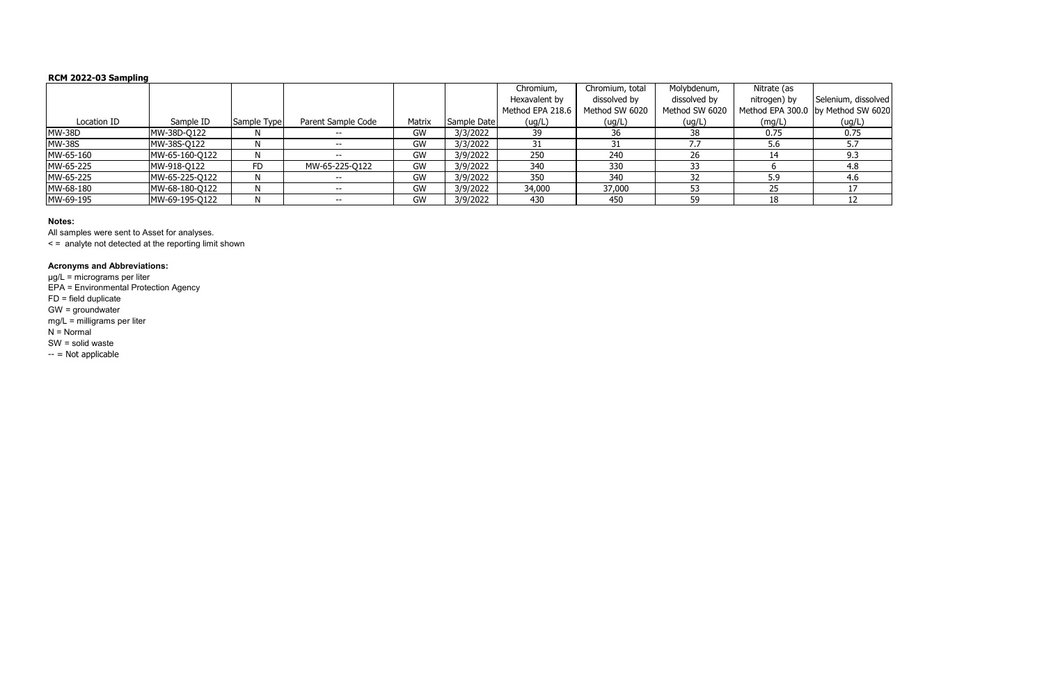**RCM 2022-03 Sampling**

| Location ID | Sample ID | Sample Type | Parent Sample Code | Matrix | Sample Date | Chromium, Hexavalent by Method EPA 218.6 (ug/L) | Chromium, total dissolved by Method SW 6020 (ug/L) | Molybdenum, dissolved by Method SW 6020 (ug/L) | Nitrate (as nitrogen) by Method EPA 300.0 (mg/L) | Selenium, dissolved by Method SW 6020 (ug/L) |
|---|---|---|---|---|---|---|---|---|---|---|
| MW-38D | MW-38D-Q122 | N | -- | GW | 3/3/2022 | 39 | 36 | 38 | 0.75 | 0.75 |
| MW-38S | MW-38S-Q122 | N | -- | GW | 3/3/2022 | 31 | 31 | 7.7 | 5.6 | 5.7 |
| MW-65-160 | MW-65-160-Q122 | N | -- | GW | 3/9/2022 | 250 | 240 | 26 | 14 | 9.3 |
| MW-65-225 | MW-918-Q122 | FD | MW-65-225-Q122 | GW | 3/9/2022 | 340 | 330 | 33 | 6 | 4.8 |
| MW-65-225 | MW-65-225-Q122 | N | -- | GW | 3/9/2022 | 350 | 340 | 32 | 5.9 | 4.6 |
| MW-68-180 | MW-68-180-Q122 | N | -- | GW | 3/9/2022 | 34,000 | 37,000 | 53 | 25 | 17 |
| MW-69-195 | MW-69-195-Q122 | N | -- | GW | 3/9/2022 | 430 | 450 | 59 | 18 | 12 |

**Notes:**

All samples were sent to Asset for analyses.

< = analyte not detected at the reporting limit shown

**Acronyms and Abbreviations:**

µg/L = micrograms per liter

EPA = Environmental Protection Agency

FD = field duplicate

GW = groundwater

mg/L = milligrams per liter

N = Normal

SW = solid waste

-- = Not applicable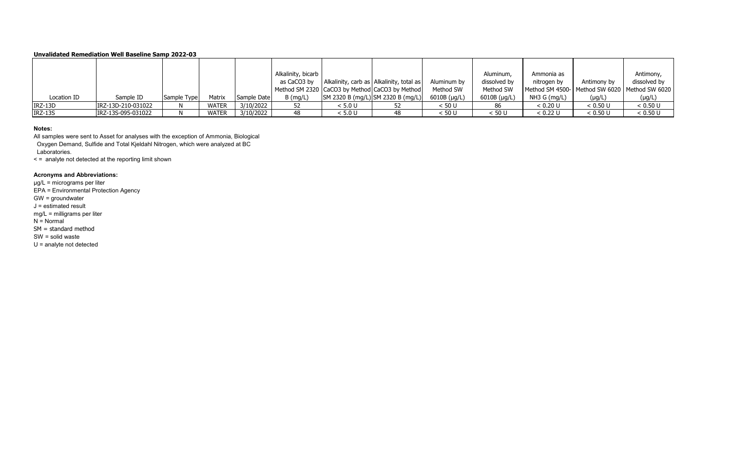**Unvalidated Remediation Well Baseline Samp 2022-03**

| Location ID | Sample ID | Sample Type | Matrix | Sample Date | Alkalinity, bicarb as $CaCO_3$ by Method SM 2320 B (mg/L) | Alkalinity, carb as $CaCO_3$ by Method SM 2320 B (mg/L) | Alkalinity, total as $CaCO_3$ by Method SM 2320 B (mg/L) | Aluminum by Method SW 6010B (µg/L) | Aluminum, dissolved by Method SW 6010B (µg/L) | Ammonia as nitrogen by Method SM 4500-$NH_3$ G (mg/L) | Antimony by Method SW 6020 (µg/L) | Antimony, dissolved by Method SW 6020 (µg/L) |
|---|---|---|---|---|---|---|---|---|---|---|---|---|
| IRZ-13D | IRZ-13D-210-031022 | N | WATER | 3/10/2022 | 52 | < 5.0 U | 52 | < 50 U | 86 | < 0.20 U | < 0.50 U | < 0.50 U |
| IRZ-13S | IRZ-13S-095-031022 | N | WATER | 3/10/2022 | 48 | < 5.0 U | 48 | < 50 U | < 50 U | < 0.22 U | < 0.50 U | < 0.50 U |

**Notes:**

All samples were sent to Asset for analyses with the exception of Ammonia, Biological Oxygen Demand, Sulfide and Total Kjeldahl Nitrogen, which were analyzed at BC Laboratories.

< = analyte not detected at the reporting limit shown

**Acronyms and Abbreviations:**

µg/L = micrograms per liter
EPA = Environmental Protection Agency
GW = groundwater
J = estimated result
mg/L = milligrams per liter
N = Normal
SM = standard method
SW = solid waste
U = analyte not detected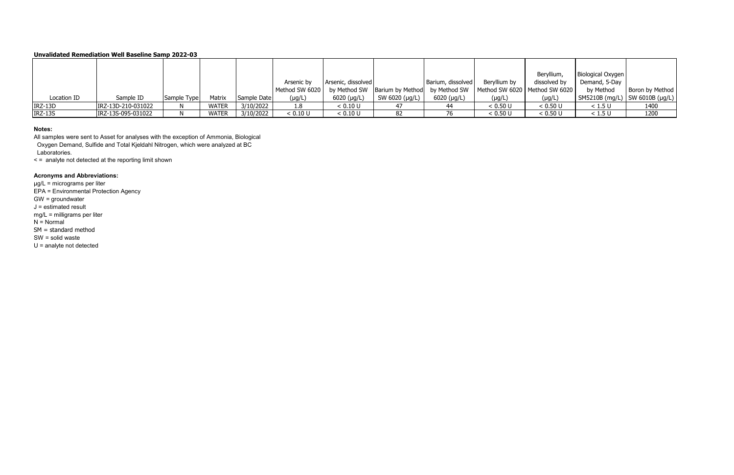**Unvalidated Remediation Well Baseline Samp 2022-03**

| Location ID | Sample ID | Sample Type | Matrix | Sample Date | Arsenic by Method SW 6020 (µg/L) | Arsenic, dissolved by Method SW 6020 (µg/L) | Barium by Method SW 6020 (µg/L) | Barium, dissolved by Method SW 6020 (µg/L) | Beryllium by Method SW 6020 (µg/L) | Beryllium, dissolved by Method SW 6020 (µg/L) | Biological Oxygen Demand, 5-Day by Method SM5210B (mg/L) | Boron by Method SW 6010B (µg/L) |
|---|---|---|---|---|---|---|---|---|---|---|---|---|
| IRZ-13D | IRZ-13D-210-031022 | N | WATER | 3/10/2022 | 1.8 | < 0.10 U | 47 | 44 | < 0.50 U | < 0.50 U | < 1.5 U | 1400 |
| IRZ-13S | IRZ-13S-095-031022 | N | WATER | 3/10/2022 | < 0.10 U | < 0.10 U | 82 | 76 | < 0.50 U | < 0.50 U | < 1.5 U | 1200 |

**Notes:**

All samples were sent to Asset for analyses with the exception of Ammonia, Biological Oxygen Demand, Sulfide and Total Kjeldahl Nitrogen, which were analyzed at BC Laboratories.

< = analyte not detected at the reporting limit shown

**Acronyms and Abbreviations:**

µg/L = micrograms per liter
EPA = Environmental Protection Agency
GW = groundwater
J = estimated result
mg/L = milligrams per liter
N = Normal
SM = standard method
SW = solid waste
U = analyte not detected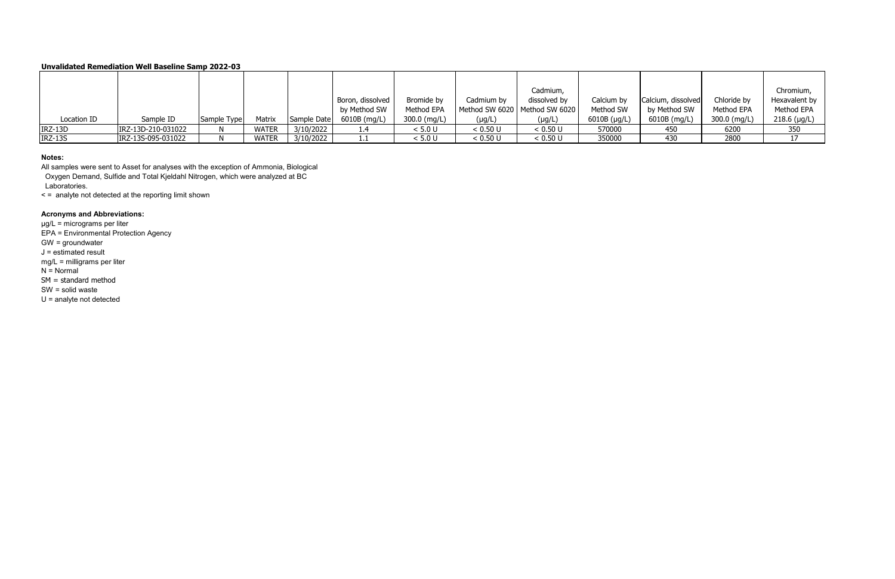**Unvalidated Remediation Well Baseline Samp 2022-03**

| Location ID | Sample ID | Sample Type | Matrix | Sample Date | Boron, dissolved by Method SW 6010B (mg/L) | Bromide by Method EPA 300.0 (mg/L) | Cadmium by Method SW 6020 (µg/L) | Cadmium, dissolved by Method SW 6020 (µg/L) | Calcium by Method SW 6010B (µg/L) | Calcium, dissolved by Method SW 6010B (mg/L) | Chloride by Method EPA 300.0 (mg/L) | Chromium, Hexavalent by Method EPA 218.6 (µg/L) |
|---|---|---|---|---|---|---|---|---|---|---|---|---|
| IRZ-13D | IRZ-13D-210-031022 | N | WATER | 3/10/2022 | 1.4 | < 5.0 U | < 0.50 U | < 0.50 U | 570000 | 450 | 6200 | 350 |
| IRZ-13S | IRZ-13S-095-031022 | N | WATER | 3/10/2022 | 1.1 | < 5.0 U | < 0.50 U | < 0.50 U | 350000 | 430 | 2800 | 17 |

**Notes:**

All samples were sent to Asset for analyses with the exception of Ammonia, Biological Oxygen Demand, Sulfide and Total Kjeldahl Nitrogen, which were analyzed at BC Laboratories.

< = analyte not detected at the reporting limit shown

**Acronyms and Abbreviations:**

µg/L = micrograms per liter
EPA = Environmental Protection Agency
GW = groundwater
J = estimated result
mg/L = milligrams per liter
N = Normal
SM = standard method
SW = solid waste
U = analyte not detected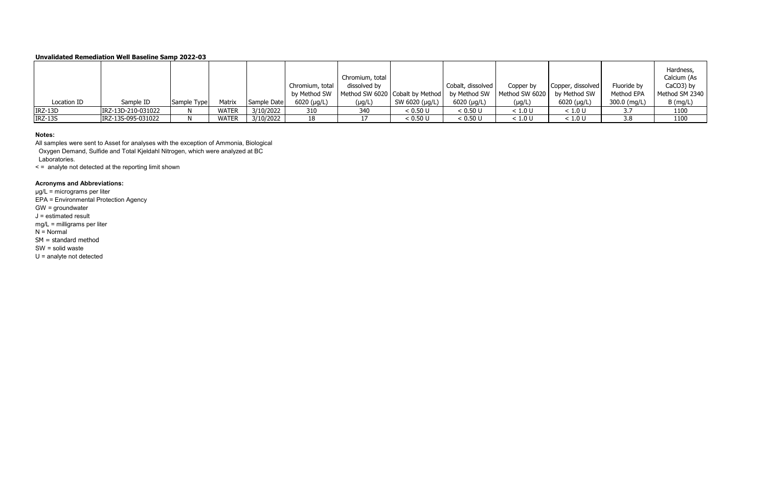**Unvalidated Remediation Well Baseline Samp 2022-03**

| Location ID | Sample ID | Sample Type | Matrix | Sample Date | Chromium, total by Method SW 6020 (µg/L) | Chromium, total dissolved by Method SW 6020 (µg/L) | Cobalt by Method SW 6020 (µg/L) | Cobalt, dissolved by Method SW 6020 (µg/L) | Copper by Method SW 6020 (µg/L) | Copper, dissolved by Method SW 6020 (µg/L) | Fluoride by Method EPA 300.0 (mg/L) | Hardness, Calcium (As $CaCO_3$) by Method SM 2340 B (mg/L) |
|---|---|---|---|---|---|---|---|---|---|---|---|---|
| IRZ-13D | IRZ-13D-210-031022 | N | WATER | 3/10/2022 | 310 | 340 | < 0.50 U | < 0.50 U | < 1.0 U | < 1.0 U | 3.7 | 1100 |
| IRZ-13S | IRZ-13S-095-031022 | N | WATER | 3/10/2022 | 18 | 17 | < 0.50 U | < 0.50 U | < 1.0 U | < 1.0 U | 3.8 | 1100 |

**Notes:**

All samples were sent to Asset for analyses with the exception of Ammonia, Biological Oxygen Demand, Sulfide and Total Kjeldahl Nitrogen, which were analyzed at BC Laboratories.

< = analyte not detected at the reporting limit shown

**Acronyms and Abbreviations:**

µg/L = micrograms per liter
EPA = Environmental Protection Agency
GW = groundwater
J = estimated result
mg/L = milligrams per liter
N = Normal
SM = standard method
SW = solid waste
U = analyte not detected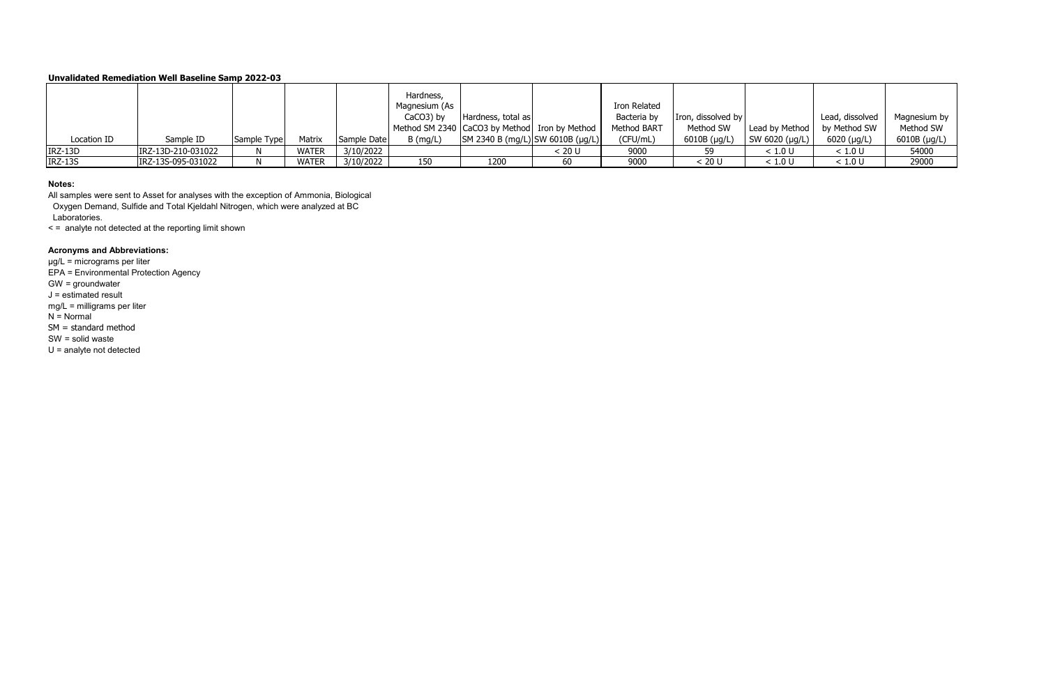**Unvalidated Remediation Well Baseline Samp 2022-03**

| Location ID | Sample ID | Sample Type | Matrix | Sample Date | Hardness, Magnesium (As CaCO3) by Method SM 2340 B (mg/L) | Hardness, total as CaCO3 by Method SM 2340 B (mg/L) | Iron by Method SW 6010B (µg/L) | Iron Related Bacteria by Method BART (CFU/mL) | Iron, dissolved by Method SW 6010B (µg/L) | Lead by Method SW 6020 (µg/L) | Lead, dissolved by Method SW 6020 (µg/L) | Magnesium by Method SW 6010B (µg/L) |
|---|---|---|---|---|---|---|---|---|---|---|---|---|
| IRZ-13D | IRZ-13D-210-031022 | N | WATER | 3/10/2022 | | | < 20 U | 9000 | 59 | < 1.0 U | < 1.0 U | 54000 |
| IRZ-13S | IRZ-13S-095-031022 | N | WATER | 3/10/2022 | 150 | 1200 | 60 | 9000 | < 20 U | < 1.0 U | < 1.0 U | 29000 |

**Notes:**

All samples were sent to Asset for analyses with the exception of Ammonia, Biological Oxygen Demand, Sulfide and Total Kjeldahl Nitrogen, which were analyzed at BC Laboratories.

< = analyte not detected at the reporting limit shown

**Acronyms and Abbreviations:**

µg/L = micrograms per liter

EPA = Environmental Protection Agency

GW = groundwater

J = estimated result

mg/L = milligrams per liter

N = Normal

SM = standard method

SW = solid waste

U = analyte not detected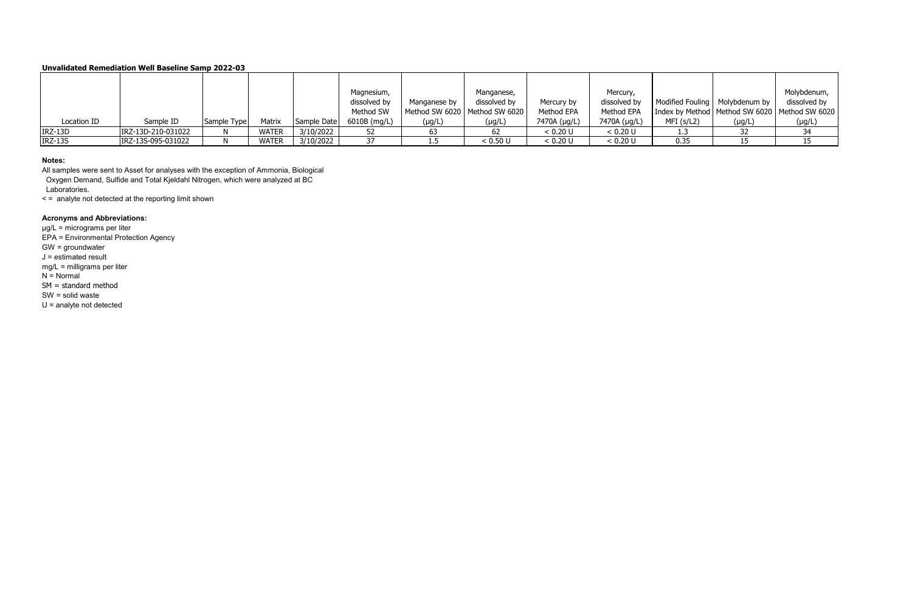**Unvalidated Remediation Well Baseline Samp 2022-03**

| Location ID | Sample ID | Sample Type | Matrix | Sample Date | Magnesium, dissolved by Method SW 6010B (mg/L) | Manganese by Method SW 6020 (µg/L) | Manganese, dissolved by Method SW 6020 (µg/L) | Mercury by Method EPA 7470A (µg/L) | Mercury, dissolved by Method EPA 7470A (µg/L) | Modified Fouling Index by Method MFI (s/L2) | Molybdenum by Method SW 6020 (µg/L) | Molybdenum, dissolved by Method SW 6020 (µg/L) |
|---|---|---|---|---|---|---|---|---|---|---|---|---|
| IRZ-13D | IRZ-13D-210-031022 | N | WATER | 3/10/2022 | 52 | 63 | 62 | < 0.20 U | < 0.20 U | 1.3 | 32 | 34 |
| IRZ-13S | IRZ-13S-095-031022 | N | WATER | 3/10/2022 | 37 | 1.5 | < 0.50 U | < 0.20 U | < 0.20 U | 0.35 | 15 | 15 |

**Notes:**

All samples were sent to Asset for analyses with the exception of Ammonia, Biological Oxygen Demand, Sulfide and Total Kjeldahl Nitrogen, which were analyzed at BC Laboratories.

< = analyte not detected at the reporting limit shown

**Acronyms and Abbreviations:**

µg/L = micrograms per liter
EPA = Environmental Protection Agency
GW = groundwater
J = estimated result
mg/L = milligrams per liter
N = Normal
SM = standard method
SW = solid waste
U = analyte not detected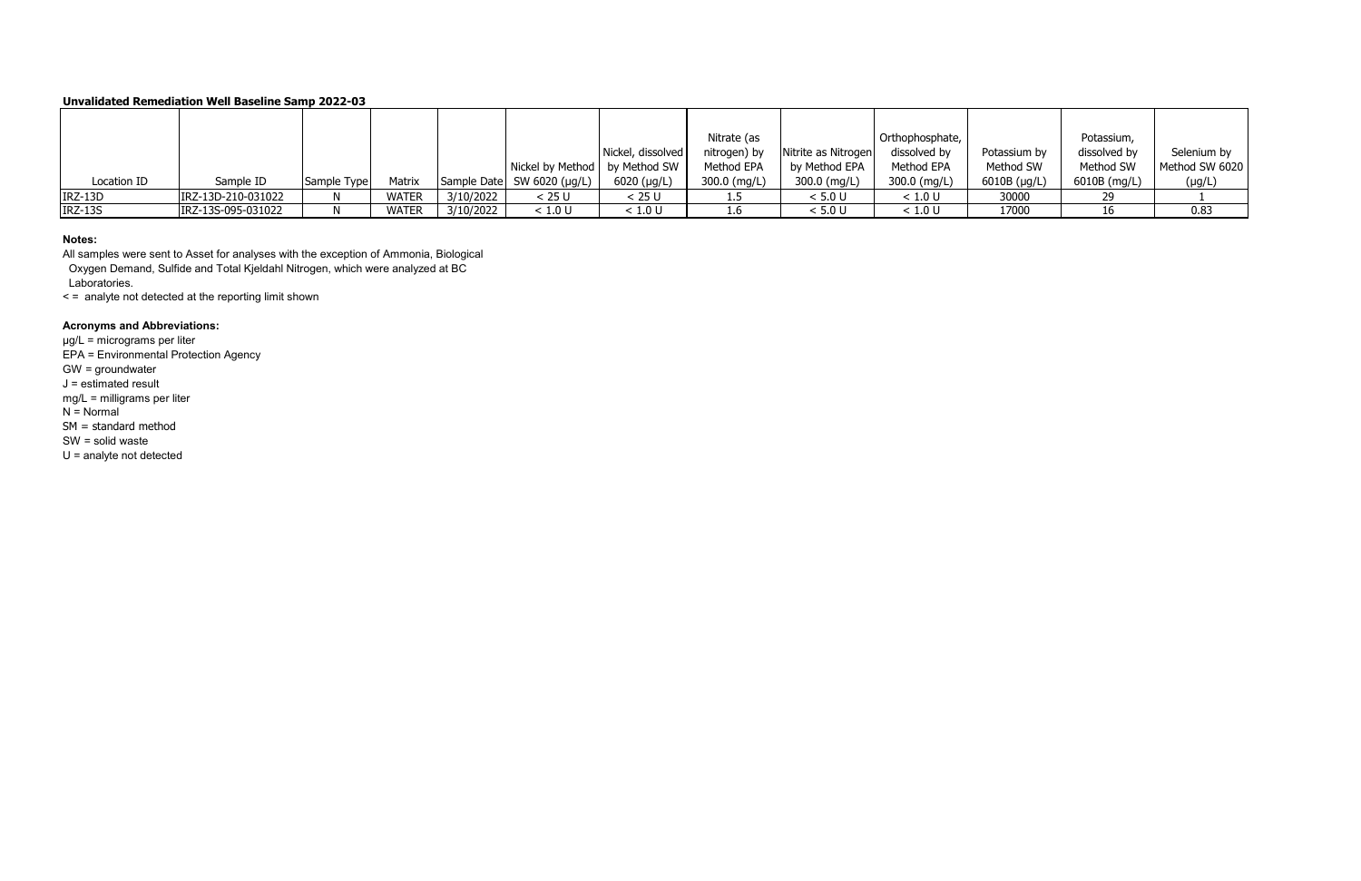**Unvalidated Remediation Well Baseline Samp 2022-03**

| Location ID | Sample ID | Sample Type | Matrix | Sample Date | Nickel by Method SW 6020 (µg/L) | Nickel, dissolved by Method SW 6020 (µg/L) | Nitrate (as nitrogen) by Method EPA 300.0 (mg/L) | Nitrite as Nitrogen by Method EPA 300.0 (mg/L) | Orthophosphate, dissolved by Method EPA 300.0 (mg/L) | Potassium by Method SW 6010B (µg/L) | Potassium, dissolved by Method SW 6010B (mg/L) | Selenium by Method SW 6020 (µg/L) |
|---|---|---|---|---|---|---|---|---|---|---|---|---|
| IRZ-13D | IRZ-13D-210-031022 | N | WATER | 3/10/2022 | < 25 U | < 25 U | 1.5 | < 5.0 U | < 1.0 U | 30000 | 29 | 1 |
| IRZ-13S | IRZ-13S-095-031022 | N | WATER | 3/10/2022 | < 1.0 U | < 1.0 U | 1.6 | < 5.0 U | < 1.0 U | 17000 | 16 | 0.83 |

**Notes:**

All samples were sent to Asset for analyses with the exception of Ammonia, Biological Oxygen Demand, Sulfide and Total Kjeldahl Nitrogen, which were analyzed at BC Laboratories.

< = analyte not detected at the reporting limit shown

**Acronyms and Abbreviations:**

µg/L = micrograms per liter

EPA = Environmental Protection Agency

GW = groundwater

J = estimated result

mg/L = milligrams per liter

N = Normal

SM = standard method

SW = solid waste

U = analyte not detected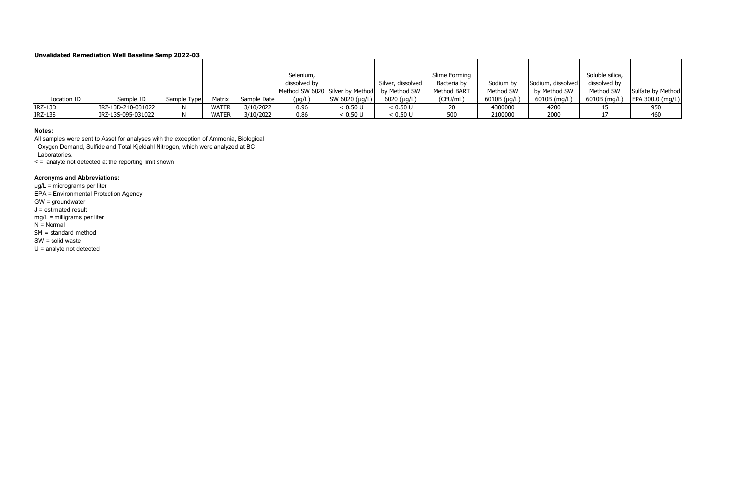**Unvalidated Remediation Well Baseline Samp 2022-03**

| Location ID | Sample ID | Sample Type | Matrix | Sample Date | Selenium, dissolved by Method SW 6020 (µg/L) | Silver by Method SW 6020 (µg/L) | Silver, dissolved by Method SW 6020 (µg/L) | Slime Forming Bacteria by Method BART (CFU/mL) | Sodium by Method SW 6010B (µg/L) | Sodium, dissolved by Method SW 6010B (mg/L) | Soluble silica, dissolved by Method SW 6010B (mg/L) | Sulfate by Method EPA 300.0 (mg/L) |
|---|---|---|---|---|---|---|---|---|---|---|---|---|
| IRZ-13D | IRZ-13D-210-031022 | N | WATER | 3/10/2022 | 0.96 | < 0.50 U | < 0.50 U | 20 | 4300000 | 4200 | 15 | 950 |
| IRZ-13S | IRZ-13S-095-031022 | N | WATER | 3/10/2022 | 0.86 | < 0.50 U | < 0.50 U | 500 | 2100000 | 2000 | 17 | 460 |

**Notes:**

All samples were sent to Asset for analyses with the exception of Ammonia, Biological Oxygen Demand, Sulfide and Total Kjeldahl Nitrogen, which were analyzed at BC Laboratories.

< = analyte not detected at the reporting limit shown

**Acronyms and Abbreviations:**

µg/L = micrograms per liter
EPA = Environmental Protection Agency
GW = groundwater
J = estimated result
mg/L = milligrams per liter
N = Normal
SM = standard method
SW = solid waste
U = analyte not detected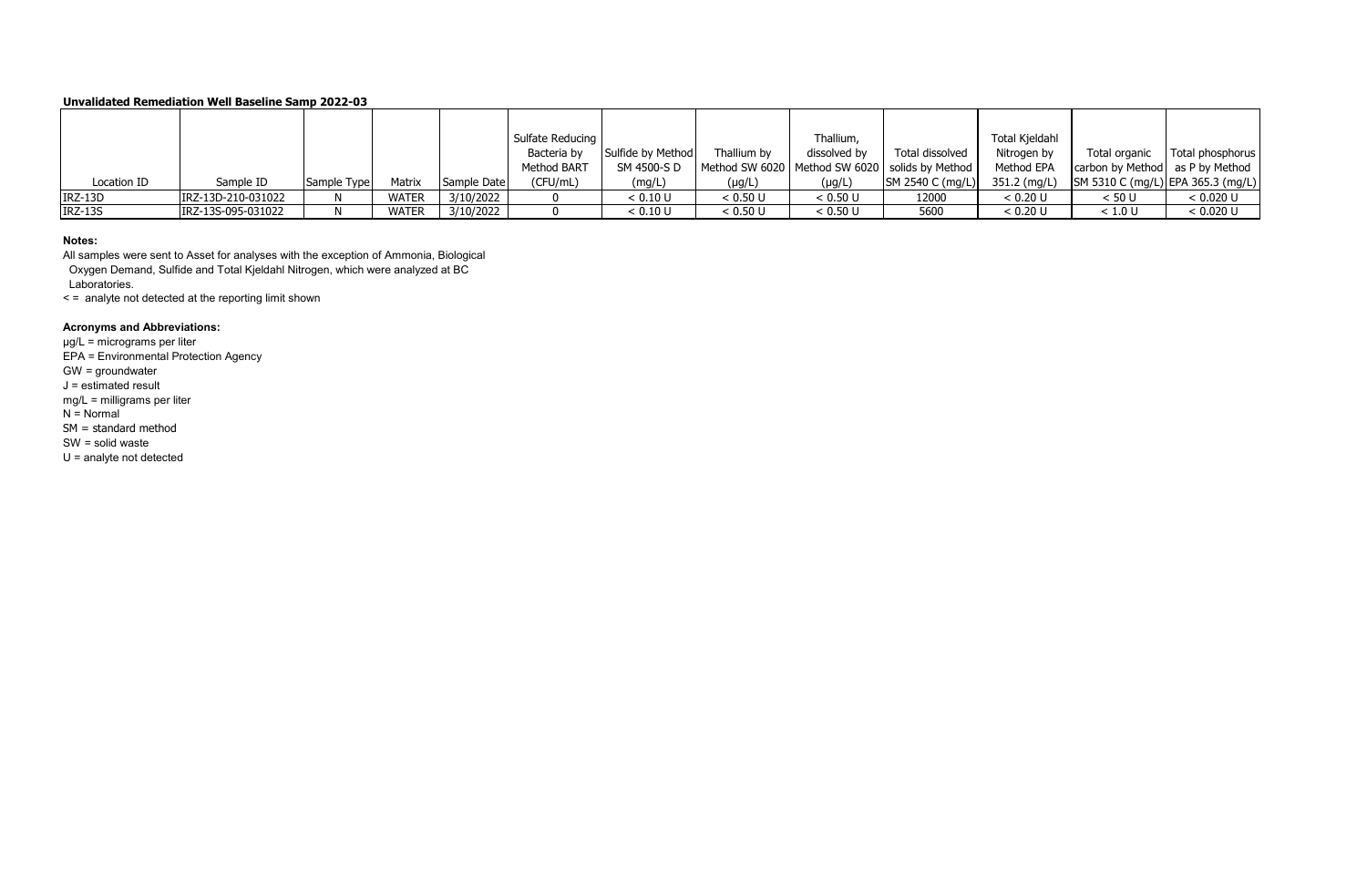**Unvalidated Remediation Well Baseline Samp 2022-03**

| Location ID | Sample ID | Sample Type | Matrix | Sample Date | Sulfate Reducing Bacteria by Method BART (CFU/mL) | Sulfide by Method SM 4500-S D (mg/L) | Thallium by Method SW 6020 (µg/L) | Thallium, dissolved by Method SW 6020 (µg/L) | Total dissolved solids by Method SM 2540 C (mg/L) | Total Kjeldahl Nitrogen by Method EPA 351.2 (mg/L) | Total organic carbon by Method SM 5310 C (mg/L) | Total phosphorus as P by Method EPA 365.3 (mg/L) |
|---|---|---|---|---|---|---|---|---|---|---|---|---|
| IRZ-13D | IRZ-13D-210-031022 | N | WATER | 3/10/2022 | 0 | < 0.10 U | < 0.50 U | < 0.50 U | 12000 | < 0.20 U | < 50 U | < 0.020 U |
| IRZ-13S | IRZ-13S-095-031022 | N | WATER | 3/10/2022 | 0 | < 0.10 U | < 0.50 U | < 0.50 U | 5600 | < 0.20 U | < 1.0 U | < 0.020 U |

**Notes:**

All samples were sent to Asset for analyses with the exception of Ammonia, Biological Oxygen Demand, Sulfide and Total Kjeldahl Nitrogen, which were analyzed at BC Laboratories.

< = analyte not detected at the reporting limit shown

**Acronyms and Abbreviations:**

µg/L = micrograms per liter
EPA = Environmental Protection Agency
GW = groundwater
J = estimated result
mg/L = milligrams per liter
N = Normal
SM = standard method
SW = solid waste
U = analyte not detected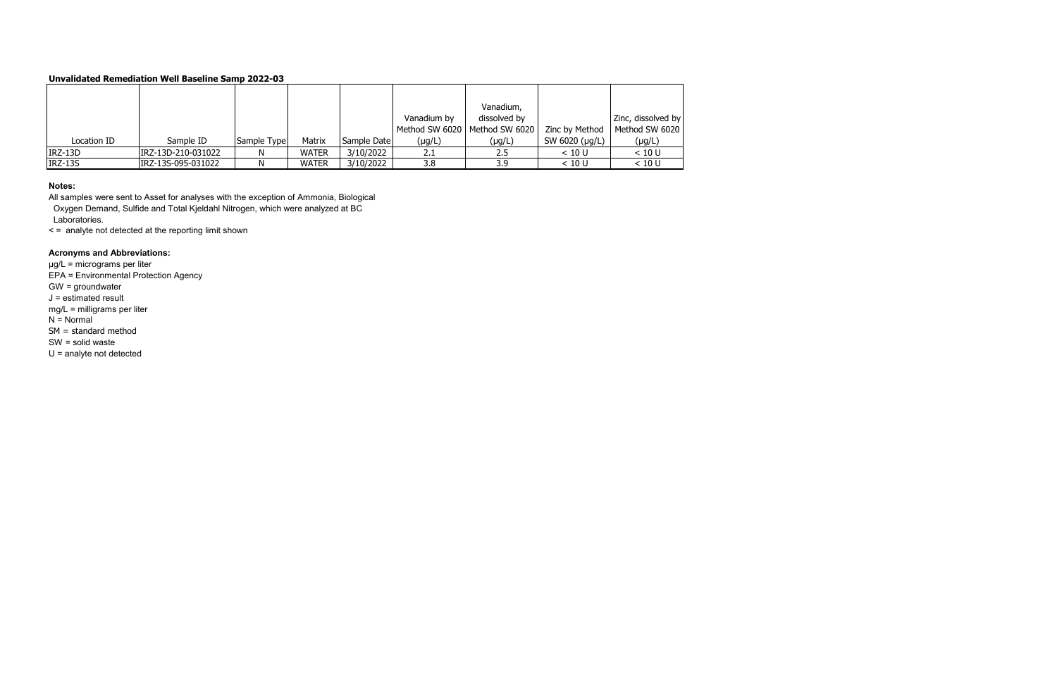**Unvalidated Remediation Well Baseline Samp 2022-03**

| Location ID | Sample ID | Sample Type | Matrix | Sample Date | Vanadium by Method SW 6020 (µg/L) | Vanadium, dissolved by Method SW 6020 (µg/L) | Zinc by Method SW 6020 (µg/L) | Zinc, dissolved by Method SW 6020 (µg/L) |
|---|---|---|---|---|---|---|---|---|
| IRZ-13D | IRZ-13D-210-031022 | N | WATER | 3/10/2022 | 2.1 | 2.5 | < 10 U | < 10 U |
| IRZ-13S | IRZ-13S-095-031022 | N | WATER | 3/10/2022 | 3.8 | 3.9 | < 10 U | < 10 U |

**Notes:**

All samples were sent to Asset for analyses with the exception of Ammonia, Biological Oxygen Demand, Sulfide and Total Kjeldahl Nitrogen, which were analyzed at BC Laboratories.

< = analyte not detected at the reporting limit shown

**Acronyms and Abbreviations:**

µg/L = micrograms per liter

EPA = Environmental Protection Agency

GW = groundwater

J = estimated result

mg/L = milligrams per liter

N = Normal

SM = standard method

SW = solid waste

U = analyte not detected